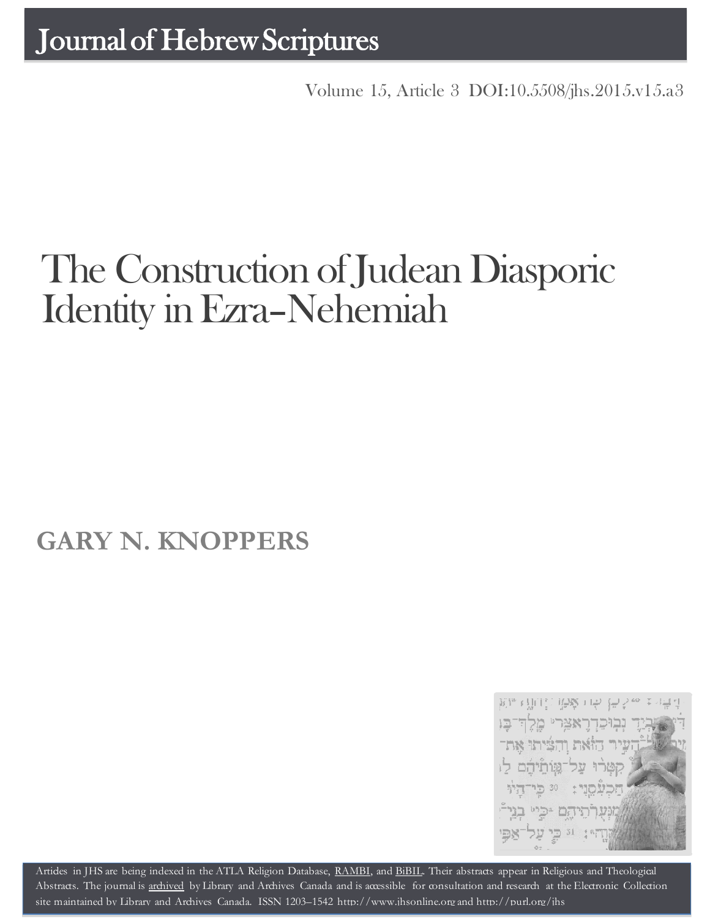# Journal of Hebrew Scriptures

Volume 15, Article 3 DOI:10.5508/jhs.2015.v15.a3

# The Construction of Judean Diasporic Identity in Ezra-Nehemiah

## GARY N. KNOPPERS

Articles in JHS are being indexed in the ATLA Religion Database, RAMBI, and BiBIL. Their abstracts appear in Religious and Theological Abstracts. The journal is archived by Library and Archives Canada and is accessible for consultation and research at the Electronic Collection site maintained by Library and Archives Canada. ISSN 1203–1542 http://www.jhsonline.org and http://purl.org/jhs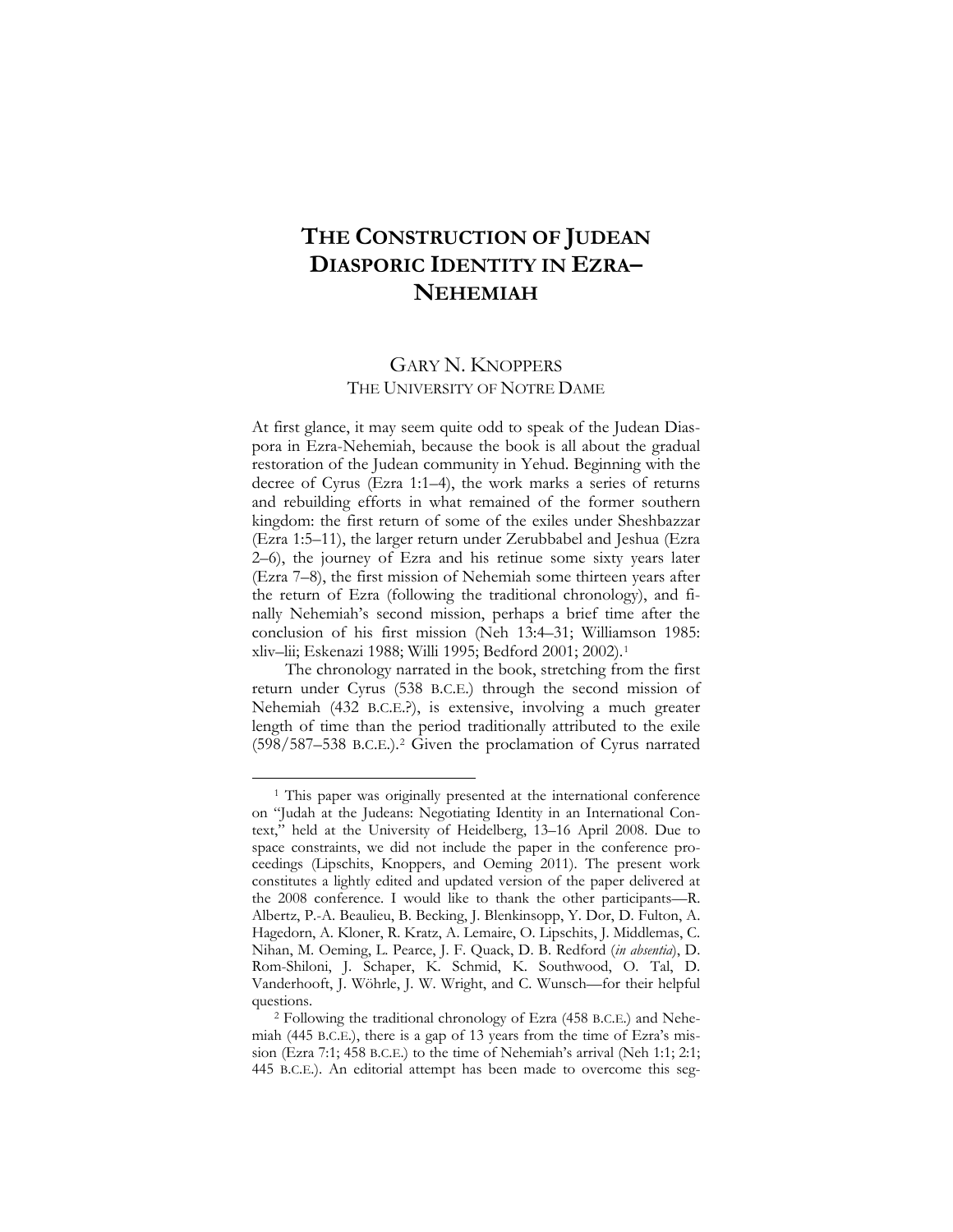# The Construction of Judean Diasporic Identity in Ezra–Nehemiah

GARY N. KNOPPERS
THE UNIVERSITY OF NOTRE DAME

At first glance, it may seem quite odd to speak of the Judean Diaspora in Ezra-Nehemiah, because the book is all about the gradual restoration of the Judean community in Yehud. Beginning with the decree of Cyrus (Ezra 1:1–4), the work marks a series of returns and rebuilding efforts in what remained of the former southern kingdom: the first return of some of the exiles under Sheshbazzar (Ezra 1:5–11), the larger return under Zerubbabel and Jeshua (Ezra 2–6), the journey of Ezra and his retinue some sixty years later (Ezra 7–8), the first mission of Nehemiah some thirteen years after the return of Ezra (following the traditional chronology), and finally Nehemiah's second mission, perhaps a brief time after the conclusion of his first mission (Neh 13:4–31; Williamson 1985: xliv–lii; Eskenazi 1988; Willi 1995; Bedford 2001; 2002).[1]

The chronology narrated in the book, stretching from the first return under Cyrus (538 B.C.E.) through the second mission of Nehemiah (432 B.C.E.?), is extensive, involving a much greater length of time than the period traditionally attributed to the exile (598/587–538 B.C.E.).[2] Given the proclamation of Cyrus narrated

---

[1] This paper was originally presented at the international conference on "Judah at the Judeans: Negotiating Identity in an International Context," held at the University of Heidelberg, 13–16 April 2008. Due to space constraints, we did not include the paper in the conference proceedings (Lipschits, Knoppers, and Oeming 2011). The present work constitutes a lightly edited and updated version of the paper delivered at the 2008 conference. I would like to thank the other participants—R. Albertz, P.-A. Beaulieu, B. Becking, J. Blenkinsopp, Y. Dor, D. Fulton, A. Hagedorn, A. Kloner, R. Kratz, A. Lemaire, O. Lipschits, J. Middlemas, C. Nihan, M. Oeming, L. Pearce, J. F. Quack, D. B. Redford (*in absentia*), D. Rom-Shiloni, J. Schaper, K. Schmid, K. Southwood, O. Tal, D. Vanderhooft, J. Wöhrle, J. W. Wright, and C. Wunsch—for their helpful questions.

[2] Following the traditional chronology of Ezra (458 B.C.E.) and Nehemiah (445 B.C.E.), there is a gap of 13 years from the time of Ezra's mission (Ezra 7:1; 458 B.C.E.) to the time of Nehemiah's arrival (Neh 1:1; 2:1; 445 B.C.E.). An editorial attempt has been made to overcome this seg-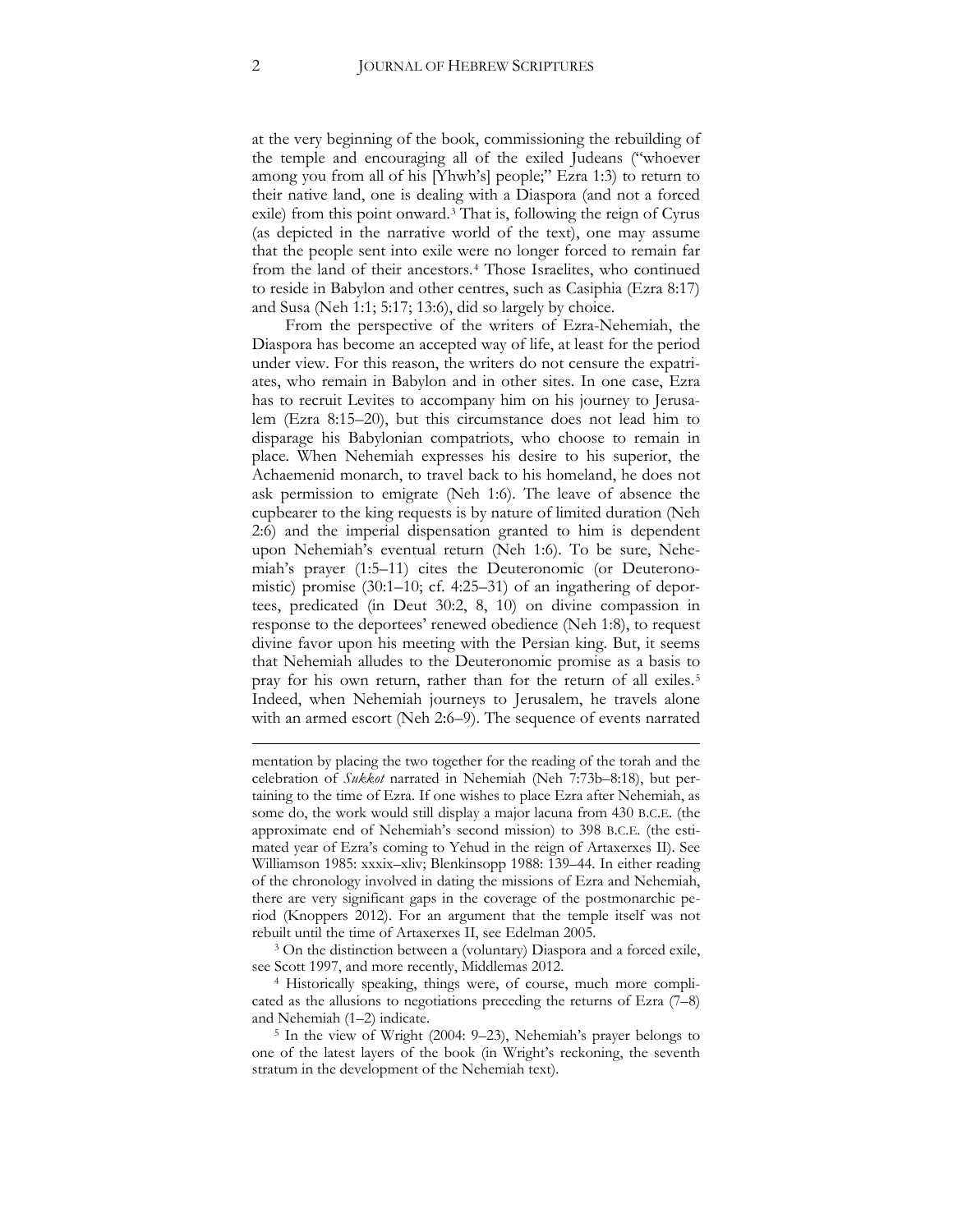at the very beginning of the book, commissioning the rebuilding of the temple and encouraging all of the exiled Judeans ("whoever among you from all of his [Yhwh's] people;" Ezra 1:3) to return to their native land, one is dealing with a Diaspora (and not a forced exile) from this point onward.[3] That is, following the reign of Cyrus (as depicted in the narrative world of the text), one may assume that the people sent into exile were no longer forced to remain far from the land of their ancestors.[4] Those Israelites, who continued to reside in Babylon and other centres, such as Casiphia (Ezra 8:17) and Susa (Neh 1:1; 5:17; 13:6), did so largely by choice.

From the perspective of the writers of Ezra-Nehemiah, the Diaspora has become an accepted way of life, at least for the period under view. For this reason, the writers do not censure the expatriates, who remain in Babylon and in other sites. In one case, Ezra has to recruit Levites to accompany him on his journey to Jerusalem (Ezra 8:15–20), but this circumstance does not lead him to disparage his Babylonian compatriots, who choose to remain in place. When Nehemiah expresses his desire to his superior, the Achaemenid monarch, to travel back to his homeland, he does not ask permission to emigrate (Neh 1:6). The leave of absence the cupbearer to the king requests is by nature of limited duration (Neh 2:6) and the imperial dispensation granted to him is dependent upon Nehemiah's eventual return (Neh 1:6). To be sure, Nehemiah's prayer (1:5–11) cites the Deuteronomic (or Deuteronomistic) promise (30:1–10; cf. 4:25–31) of an ingathering of deportees, predicated (in Deut 30:2, 8, 10) on divine compassion in response to the deportees' renewed obedience (Neh 1:8), to request divine favor upon his meeting with the Persian king. But, it seems that Nehemiah alludes to the Deuteronomic promise as a basis to pray for his own return, rather than for the return of all exiles.[5] Indeed, when Nehemiah journeys to Jerusalem, he travels alone with an armed escort (Neh 2:6–9). The sequence of events narrated

---

mentation by placing the two together for the reading of the torah and the celebration of *Sukkot* narrated in Nehemiah (Neh 7:73b–8:18), but pertaining to the time of Ezra. If one wishes to place Ezra after Nehemiah, as some do, the work would still display a major lacuna from 430 B.C.E. (the approximate end of Nehemiah's second mission) to 398 B.C.E. (the estimated year of Ezra's coming to Yehud in the reign of Artaxerxes II). See Williamson 1985: xxxix–xliv; Blenkinsopp 1988: 139–44. In either reading of the chronology involved in dating the missions of Ezra and Nehemiah, there are very significant gaps in the coverage of the postmonarchic period (Knoppers 2012). For an argument that the temple itself was not rebuilt until the time of Artaxerxes II, see Edelman 2005.

[3] On the distinction between a (voluntary) Diaspora and a forced exile, see Scott 1997, and more recently, Middlemas 2012.

[4] Historically speaking, things were, of course, much more complicated as the allusions to negotiations preceding the returns of Ezra (7–8) and Nehemiah (1–2) indicate.

[5] In the view of Wright (2004: 9–23), Nehemiah's prayer belongs to one of the latest layers of the book (in Wright's reckoning, the seventh stratum in the development of the Nehemiah text).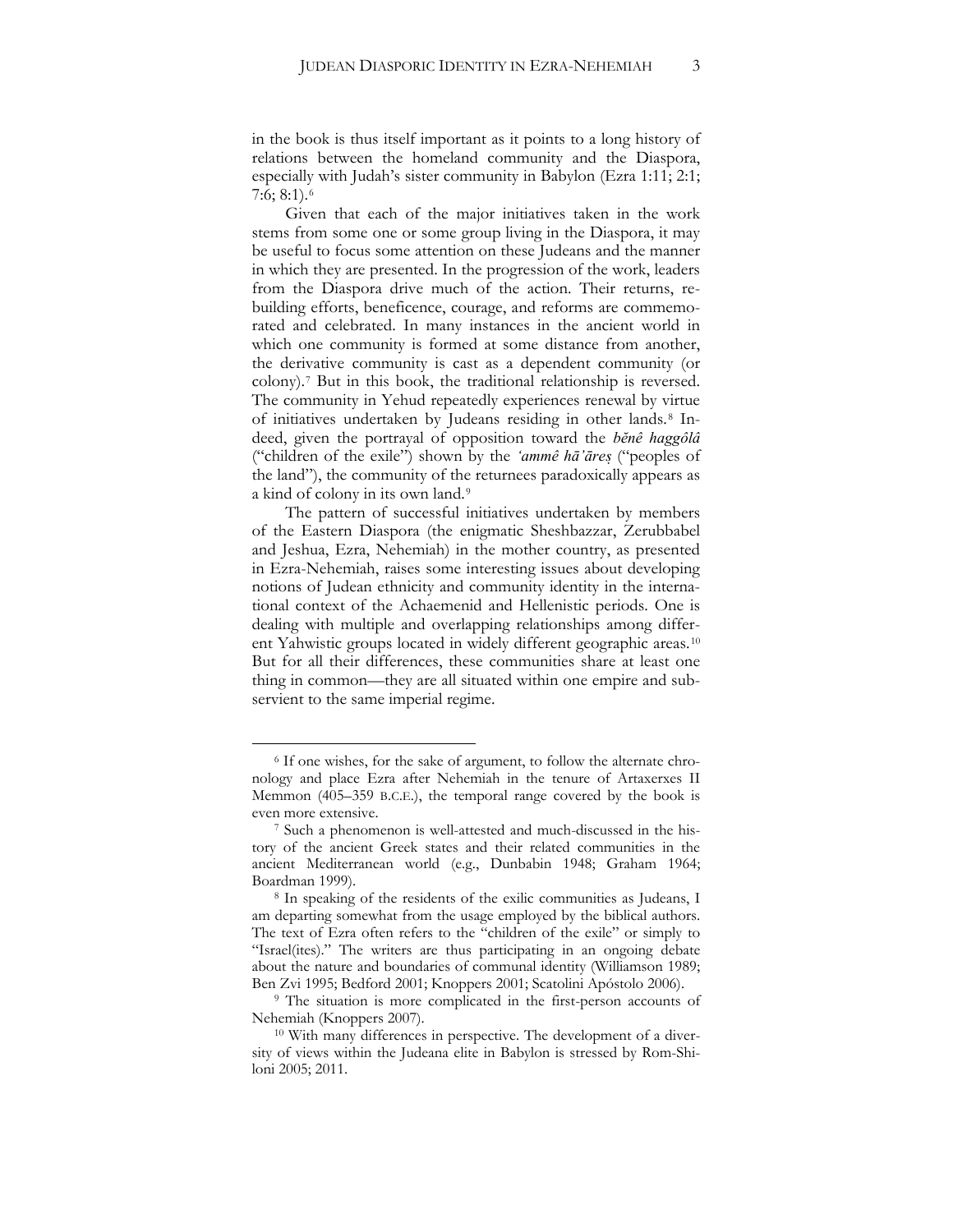in the book is thus itself important as it points to a long history of relations between the homeland community and the Diaspora, especially with Judah's sister community in Babylon (Ezra 1:11; 2:1; 7:6; 8:1).[6]

Given that each of the major initiatives taken in the work stems from some one or some group living in the Diaspora, it may be useful to focus some attention on these Judeans and the manner in which they are presented. In the progression of the work, leaders from the Diaspora drive much of the action. Their returns, rebuilding efforts, beneficence, courage, and reforms are commemorated and celebrated. In many instances in the ancient world in which one community is formed at some distance from another, the derivative community is cast as a dependent community (or colony).[7] But in this book, the traditional relationship is reversed. The community in Yehud repeatedly experiences renewal by virtue of initiatives undertaken by Judeans residing in other lands.[8] Indeed, given the portrayal of opposition toward the *bĕnê haggôlâ* ("children of the exile") shown by the *ʿammê hāʾāreṣ* ("peoples of the land"), the community of the returnees paradoxically appears as a kind of colony in its own land.[9]

The pattern of successful initiatives undertaken by members of the Eastern Diaspora (the enigmatic Sheshbazzar, Zerubbabel and Jeshua, Ezra, Nehemiah) in the mother country, as presented in Ezra-Nehemiah, raises some interesting issues about developing notions of Judean ethnicity and community identity in the international context of the Achaemenid and Hellenistic periods. One is dealing with multiple and overlapping relationships among different Yahwistic groups located in widely different geographic areas.[10] But for all their differences, these communities share at least one thing in common—they are all situated within one empire and subservient to the same imperial regime.

---

[6] If one wishes, for the sake of argument, to follow the alternate chronology and place Ezra after Nehemiah in the tenure of Artaxerxes II Memmon (405–359 B.C.E.), the temporal range covered by the book is even more extensive.

[7] Such a phenomenon is well-attested and much-discussed in the history of the ancient Greek states and their related communities in the ancient Mediterranean world (e.g., Dunbabin 1948; Graham 1964; Boardman 1999).

[8] In speaking of the residents of the exilic communities as Judeans, I am departing somewhat from the usage employed by the biblical authors. The text of Ezra often refers to the "children of the exile" or simply to "Israel(ites)." The writers are thus participating in an ongoing debate about the nature and boundaries of communal identity (Williamson 1989; Ben Zvi 1995; Bedford 2001; Knoppers 2001; Scatolini Apóstolo 2006).

[9] The situation is more complicated in the first-person accounts of Nehemiah (Knoppers 2007).

[10] With many differences in perspective. The development of a diversity of views within the Judeana elite in Babylon is stressed by Rom-Shiloni 2005; 2011.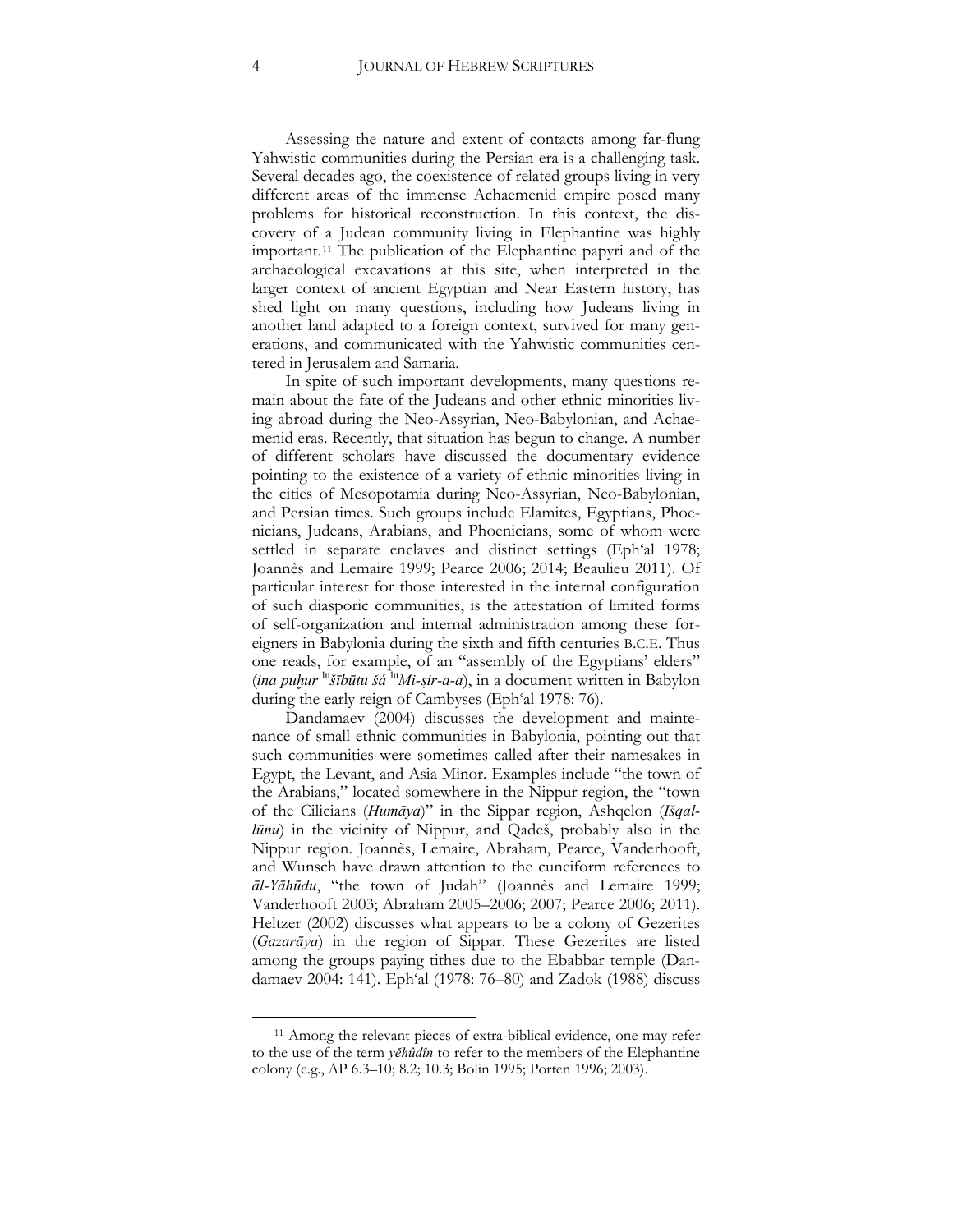Assessing the nature and extent of contacts among far-flung Yahwistic communities during the Persian era is a challenging task. Several decades ago, the coexistence of related groups living in very different areas of the immense Achaemenid empire posed many problems for historical reconstruction. In this context, the discovery of a Judean community living in Elephantine was highly important.[11] The publication of the Elephantine papyri and of the archaeological excavations at this site, when interpreted in the larger context of ancient Egyptian and Near Eastern history, has shed light on many questions, including how Judeans living in another land adapted to a foreign context, survived for many generations, and communicated with the Yahwistic communities centered in Jerusalem and Samaria.

In spite of such important developments, many questions remain about the fate of the Judeans and other ethnic minorities living abroad during the Neo-Assyrian, Neo-Babylonian, and Achaemenid eras. Recently, that situation has begun to change. A number of different scholars have discussed the documentary evidence pointing to the existence of a variety of ethnic minorities living in the cities of Mesopotamia during Neo-Assyrian, Neo-Babylonian, and Persian times. Such groups include Elamites, Egyptians, Phoenicians, Judeans, Arabians, and Phoenicians, some of whom were settled in separate enclaves and distinct settings (Eph'al 1978; Joannès and Lemaire 1999; Pearce 2006; 2014; Beaulieu 2011). Of particular interest for those interested in the internal configuration of such diasporic communities, is the attestation of limited forms of self-organization and internal administration among these foreigners in Babylonia during the sixth and fifth centuries B.C.E. Thus one reads, for example, of an "assembly of the Egyptians' elders" (*ina puḫur* [lú]*šībūtu šá* [lú]*Mi-ṣir-a-a*), in a document written in Babylon during the early reign of Cambyses (Eph'al 1978: 76).

Dandamaev (2004) discusses the development and maintenance of small ethnic communities in Babylonia, pointing out that such communities were sometimes called after their namesakes in Egypt, the Levant, and Asia Minor. Examples include "the town of the Arabians," located somewhere in the Nippur region, the "town of the Cilicians (*Humāya*)" in the Sippar region, Ashqelon (*Išqallūnu*) in the vicinity of Nippur, and Qadeš, probably also in the Nippur region. Joannès, Lemaire, Abraham, Pearce, Vanderhooft, and Wunsch have drawn attention to the cuneiform references to *āl-Yāhūdu*, "the town of Judah" (Joannès and Lemaire 1999; Vanderhooft 2003; Abraham 2005–2006; 2007; Pearce 2006; 2011). Heltzer (2002) discusses what appears to be a colony of Gezerites (*Gazarāya*) in the region of Sippar. These Gezerites are listed among the groups paying tithes due to the Ebabbar temple (Dandamaev 2004: 141). Eph'al (1978: 76–80) and Zadok (1988) discuss

---

[11] Among the relevant pieces of extra-biblical evidence, one may refer to the use of the term *yĕhûdîn* to refer to the members of the Elephantine colony (e.g., AP 6.3–10; 8.2; 10.3; Bolin 1995; Porten 1996; 2003).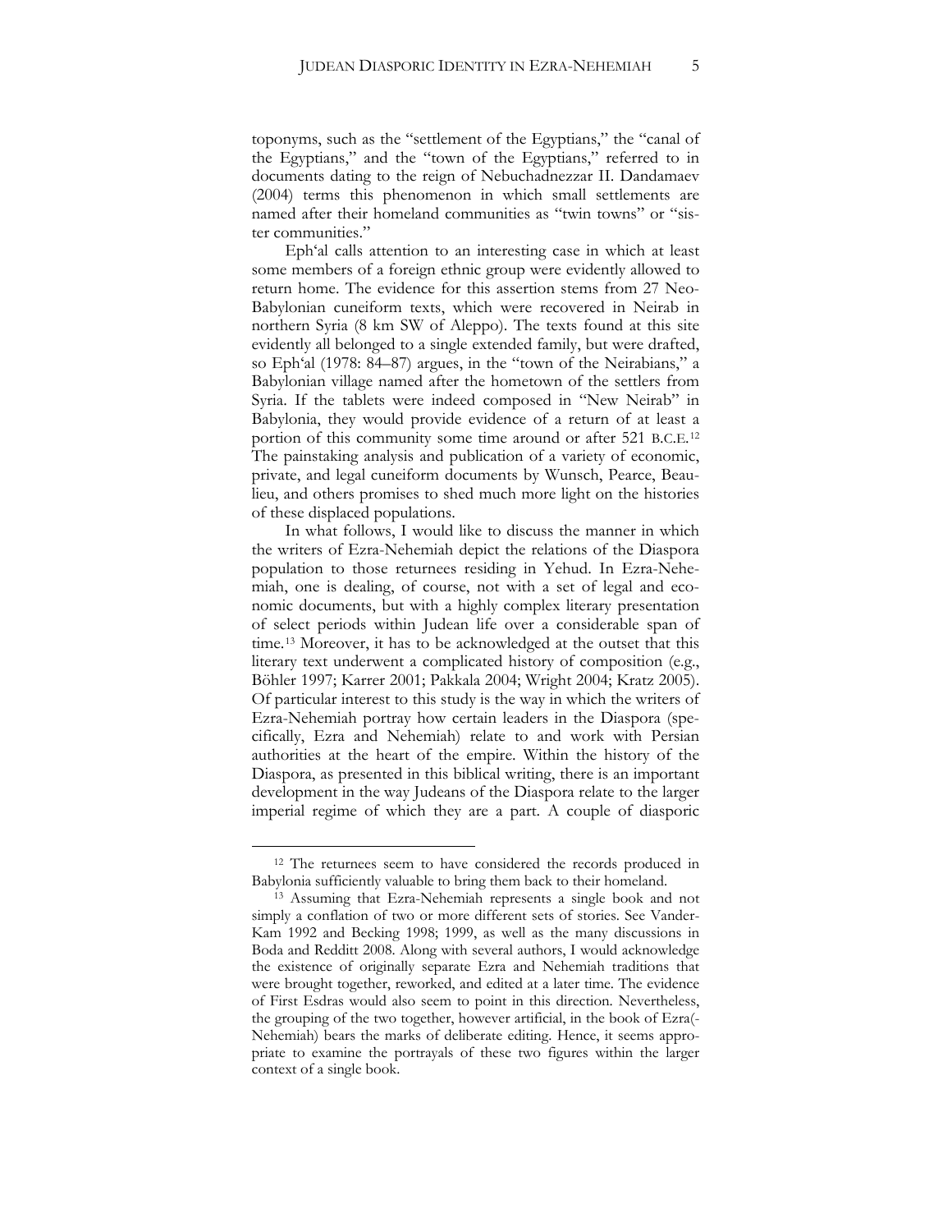toponyms, such as the "settlement of the Egyptians," the "canal of the Egyptians," and the "town of the Egyptians," referred to in documents dating to the reign of Nebuchadnezzar II. Dandamaev (2004) terms this phenomenon in which small settlements are named after their homeland communities as "twin towns" or "sister communities."

Eph'al calls attention to an interesting case in which at least some members of a foreign ethnic group were evidently allowed to return home. The evidence for this assertion stems from 27 Neo-Babylonian cuneiform texts, which were recovered in Neirab in northern Syria (8 km SW of Aleppo). The texts found at this site evidently all belonged to a single extended family, but were drafted, so Eph'al (1978: 84–87) argues, in the "town of the Neirabians," a Babylonian village named after the hometown of the settlers from Syria. If the tablets were indeed composed in "New Neirab" in Babylonia, they would provide evidence of a return of at least a portion of this community some time around or after 521 B.C.E.[12] The painstaking analysis and publication of a variety of economic, private, and legal cuneiform documents by Wunsch, Pearce, Beaulieu, and others promises to shed much more light on the histories of these displaced populations.

In what follows, I would like to discuss the manner in which the writers of Ezra-Nehemiah depict the relations of the Diaspora population to those returnees residing in Yehud. In Ezra-Nehemiah, one is dealing, of course, not with a set of legal and economic documents, but with a highly complex literary presentation of select periods within Judean life over a considerable span of time.[13] Moreover, it has to be acknowledged at the outset that this literary text underwent a complicated history of composition (e.g., Böhler 1997; Karrer 2001; Pakkala 2004; Wright 2004; Kratz 2005). Of particular interest to this study is the way in which the writers of Ezra-Nehemiah portray how certain leaders in the Diaspora (specifically, Ezra and Nehemiah) relate to and work with Persian authorities at the heart of the empire. Within the history of the Diaspora, as presented in this biblical writing, there is an important development in the way Judeans of the Diaspora relate to the larger imperial regime of which they are a part. A couple of diasporic

[12] The returnees seem to have considered the records produced in Babylonia sufficiently valuable to bring them back to their homeland.

[13] Assuming that Ezra-Nehemiah represents a single book and not simply a conflation of two or more different sets of stories. See VanderKam 1992 and Becking 1998; 1999, as well as the many discussions in Boda and Redditt 2008. Along with several authors, I would acknowledge the existence of originally separate Ezra and Nehemiah traditions that were brought together, reworked, and edited at a later time. The evidence of First Esdras would also seem to point in this direction. Nevertheless, the grouping of the two together, however artificial, in the book of Ezra(-Nehemiah) bears the marks of deliberate editing. Hence, it seems appropriate to examine the portrayals of these two figures within the larger context of a single book.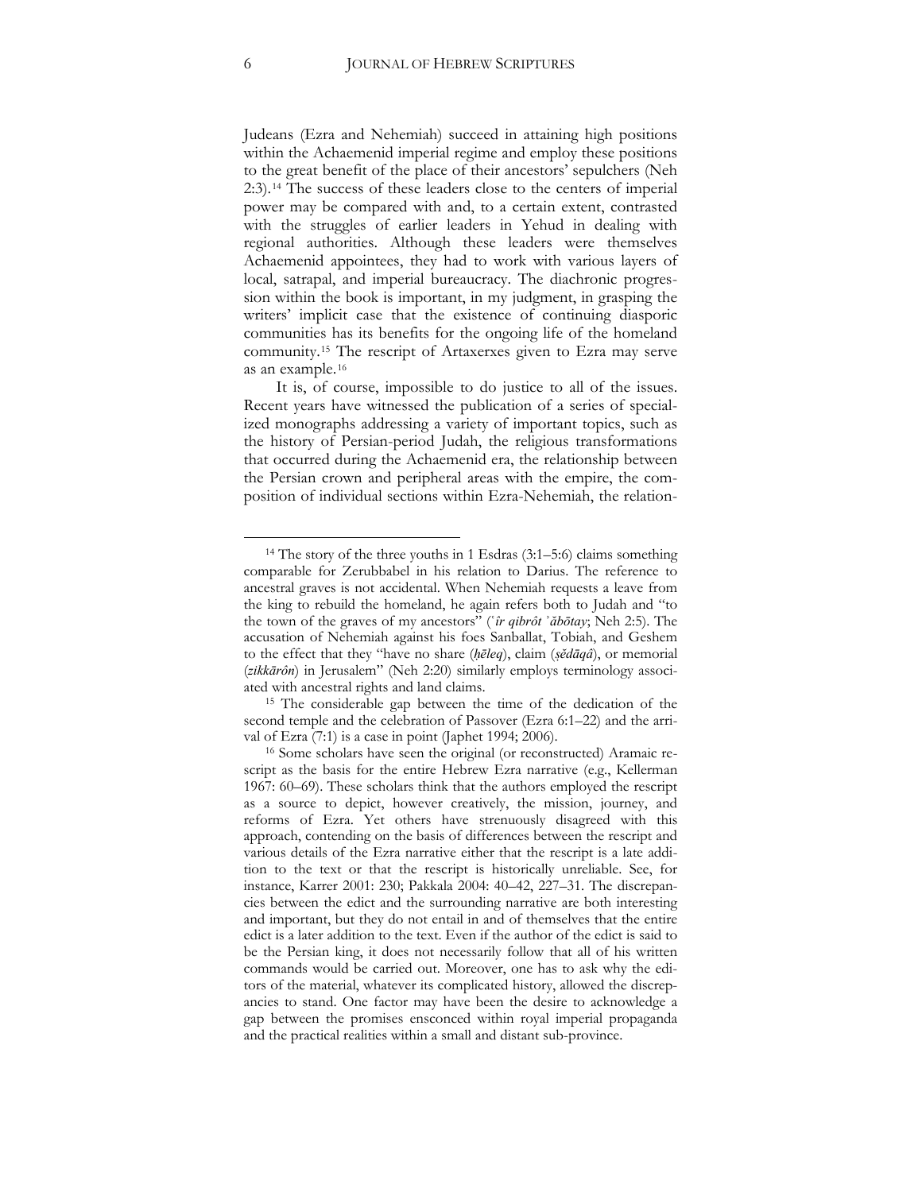Judeans (Ezra and Nehemiah) succeed in attaining high positions within the Achaemenid imperial regime and employ these positions to the great benefit of the place of their ancestors' sepulchers (Neh 2:3).[14] The success of these leaders close to the centers of imperial power may be compared with and, to a certain extent, contrasted with the struggles of earlier leaders in Yehud in dealing with regional authorities. Although these leaders were themselves Achaemenid appointees, they had to work with various layers of local, satrapal, and imperial bureaucracy. The diachronic progression within the book is important, in my judgment, in grasping the writers' implicit case that the existence of continuing diasporic communities has its benefits for the ongoing life of the homeland community.[15] The rescript of Artaxerxes given to Ezra may serve as an example.[16]

It is, of course, impossible to do justice to all of the issues. Recent years have witnessed the publication of a series of specialized monographs addressing a variety of important topics, such as the history of Persian-period Judah, the religious transformations that occurred during the Achaemenid era, the relationship between the Persian crown and peripheral areas with the empire, the composition of individual sections within Ezra-Nehemiah, the relation-

---

[14] The story of the three youths in 1 Esdras (3:1–5:6) claims something comparable for Zerubbabel in his relation to Darius. The reference to ancestral graves is not accidental. When Nehemiah requests a leave from the king to rebuild the homeland, he again refers both to Judah and "to the town of the graves of my ancestors" (*ʿîr qibrôt ʾăbōtay*; Neh 2:5). The accusation of Nehemiah against his foes Sanballat, Tobiah, and Geshem to the effect that they "have no share (*ḥēleq*), claim (*ṣĕdāqâ*), or memorial (*zikkārôn*) in Jerusalem" (Neh 2:20) similarly employs terminology associated with ancestral rights and land claims.

[15] The considerable gap between the time of the dedication of the second temple and the celebration of Passover (Ezra 6:1–22) and the arrival of Ezra (7:1) is a case in point (Japhet 1994; 2006).

[16] Some scholars have seen the original (or reconstructed) Aramaic rescript as the basis for the entire Hebrew Ezra narrative (e.g., Kellerman 1967: 60–69). These scholars think that the authors employed the rescript as a source to depict, however creatively, the mission, journey, and reforms of Ezra. Yet others have strenuously disagreed with this approach, contending on the basis of differences between the rescript and various details of the Ezra narrative either that the rescript is a late addition to the text or that the rescript is historically unreliable. See, for instance, Karrer 2001: 230; Pakkala 2004: 40–42, 227–31. The discrepancies between the edict and the surrounding narrative are both interesting and important, but they do not entail in and of themselves that the entire edict is a later addition to the text. Even if the author of the edict is said to be the Persian king, it does not necessarily follow that all of his written commands would be carried out. Moreover, one has to ask why the editors of the material, whatever its complicated history, allowed the discrepancies to stand. One factor may have been the desire to acknowledge a gap between the promises ensconced within royal imperial propaganda and the practical realities within a small and distant sub-province.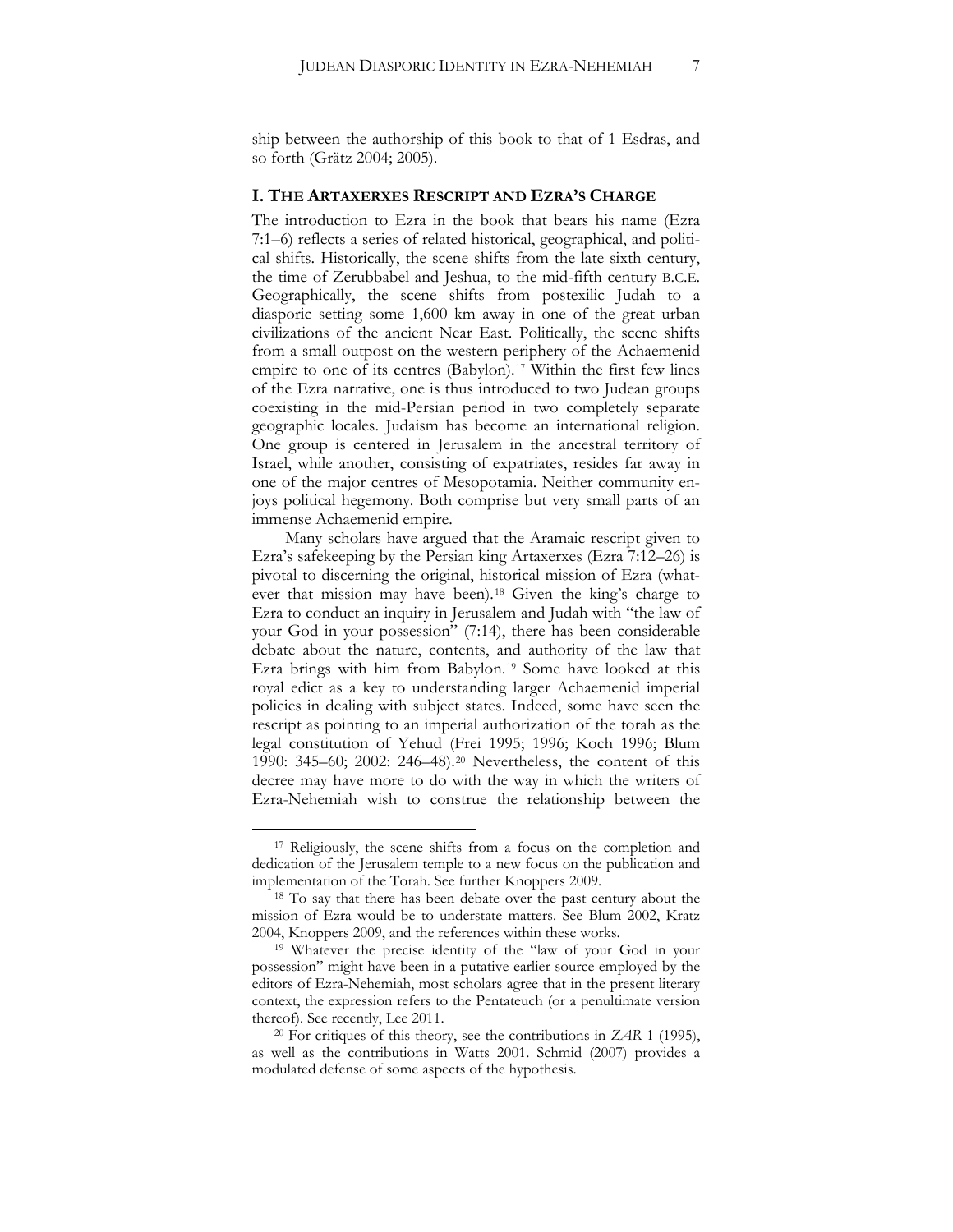ship between the authorship of this book to that of 1 Esdras, and so forth (Grätz 2004; 2005).

## I. The Artaxerxes Rescript and Ezra's Charge

The introduction to Ezra in the book that bears his name (Ezra 7:1–6) reflects a series of related historical, geographical, and political shifts. Historically, the scene shifts from the late sixth century, the time of Zerubbabel and Jeshua, to the mid-fifth century B.C.E. Geographically, the scene shifts from postexilic Judah to a diasporic setting some 1,600 km away in one of the great urban civilizations of the ancient Near East. Politically, the scene shifts from a small outpost on the western periphery of the Achaemenid empire to one of its centres (Babylon).[17] Within the first few lines of the Ezra narrative, one is thus introduced to two Judean groups coexisting in the mid-Persian period in two completely separate geographic locales. Judaism has become an international religion. One group is centered in Jerusalem in the ancestral territory of Israel, while another, consisting of expatriates, resides far away in one of the major centres of Mesopotamia. Neither community enjoys political hegemony. Both comprise but very small parts of an immense Achaemenid empire.

Many scholars have argued that the Aramaic rescript given to Ezra's safekeeping by the Persian king Artaxerxes (Ezra 7:12–26) is pivotal to discerning the original, historical mission of Ezra (whatever that mission may have been).[18] Given the king's charge to Ezra to conduct an inquiry in Jerusalem and Judah with "the law of your God in your possession" (7:14), there has been considerable debate about the nature, contents, and authority of the law that Ezra brings with him from Babylon.[19] Some have looked at this royal edict as a key to understanding larger Achaemenid imperial policies in dealing with subject states. Indeed, some have seen the rescript as pointing to an imperial authorization of the torah as the legal constitution of Yehud (Frei 1995; 1996; Koch 1996; Blum 1990: 345–60; 2002: 246–48).[20] Nevertheless, the content of this decree may have more to do with the way in which the writers of Ezra-Nehemiah wish to construe the relationship between the

---

[17] Religiously, the scene shifts from a focus on the completion and dedication of the Jerusalem temple to a new focus on the publication and implementation of the Torah. See further Knoppers 2009.

[18] To say that there has been debate over the past century about the mission of Ezra would be to understate matters. See Blum 2002, Kratz 2004, Knoppers 2009, and the references within these works.

[19] Whatever the precise identity of the "law of your God in your possession" might have been in a putative earlier source employed by the editors of Ezra-Nehemiah, most scholars agree that in the present literary context, the expression refers to the Pentateuch (or a penultimate version thereof). See recently, Lee 2011.

[20] For critiques of this theory, see the contributions in *ZAR* 1 (1995), as well as the contributions in Watts 2001. Schmid (2007) provides a modulated defense of some aspects of the hypothesis.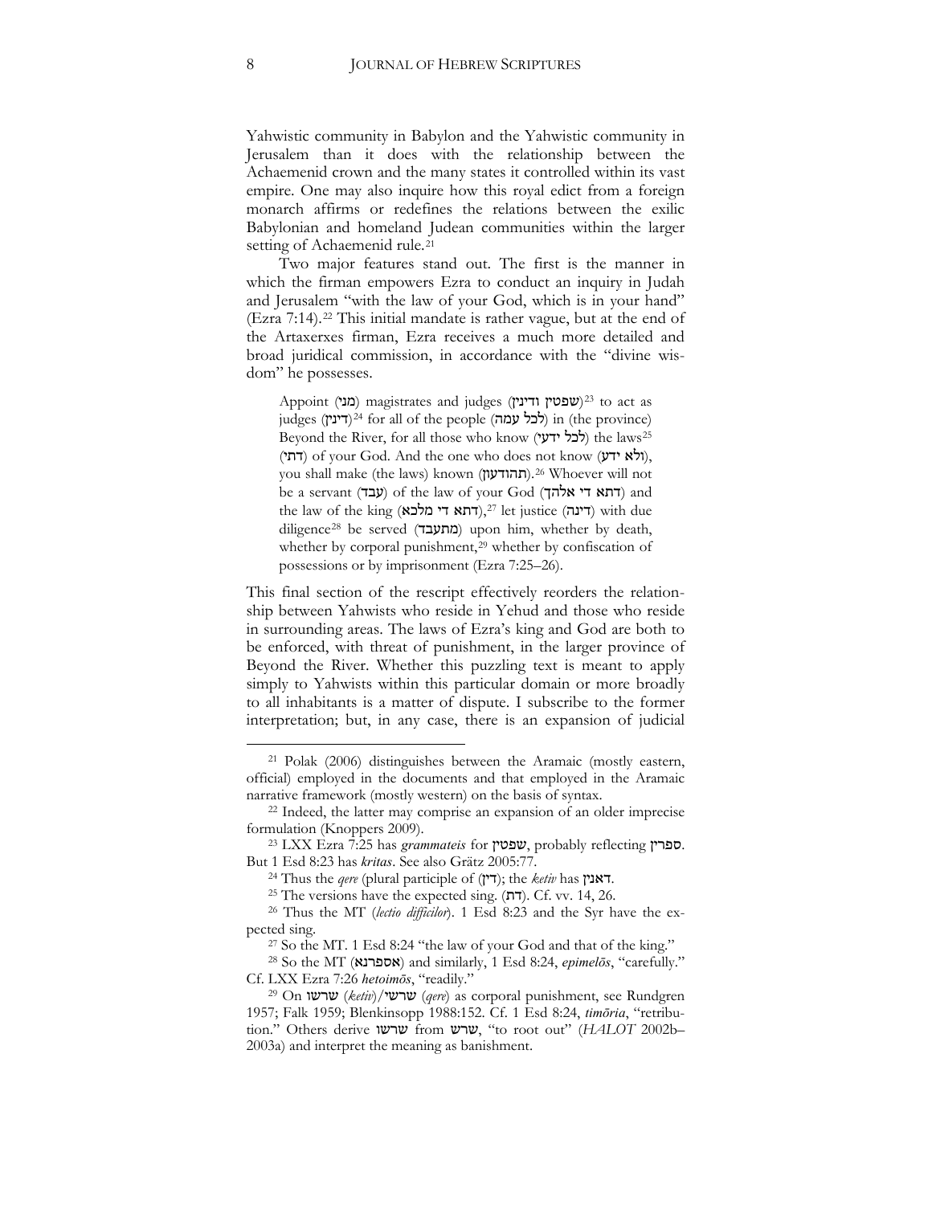Yahwistic community in Babylon and the Yahwistic community in Jerusalem than it does with the relationship between the Achaemenid crown and the many states it controlled within its vast empire. One may also inquire how this royal edict from a foreign monarch affirms or redefines the relations between the exilic Babylonian and homeland Judean communities within the larger setting of Achaemenid rule.[21]

Two major features stand out. The first is the manner in which the firman empowers Ezra to conduct an inquiry in Judah and Jerusalem "with the law of your God, which is in your hand" (Ezra 7:14).[22] This initial mandate is rather vague, but at the end of the Artaxerxes firman, Ezra receives a much more detailed and broad juridical commission, in accordance with the "divine wisdom" he possesses.

> Appoint (מני) magistrates and judges (שפטין ודינין)[23] to act as judges (דינין)[24] for all of the people (לכל עמה) in (the province) Beyond the River, for all those who know (לכל ידעי) the laws[25] (דתי) of your God. And the one who does not know (ולא ידע), you shall make (the laws) known (תהודעון).[26] Whoever will not be a servant (עבד) of the law of your God (דתא די אלהך) and the law of the king (דתא די מלכא),[27] let justice (דינה) with due diligence[28] be served (מתעבד) upon him, whether by death, whether by corporal punishment,[29] whether by confiscation of possessions or by imprisonment (Ezra 7:25–26).

This final section of the rescript effectively reorders the relationship between Yahwists who reside in Yehud and those who reside in surrounding areas. The laws of Ezra's king and God are both to be enforced, with threat of punishment, in the larger province of Beyond the River. Whether this puzzling text is meant to apply simply to Yahwists within this particular domain or more broadly to all inhabitants is a matter of dispute. I subscribe to the former interpretation; but, in any case, there is an expansion of judicial

---

[21] Polak (2006) distinguishes between the Aramaic (mostly eastern, official) employed in the documents and that employed in the Aramaic narrative framework (mostly western) on the basis of syntax.

[22] Indeed, the latter may comprise an expansion of an older imprecise formulation (Knoppers 2009).

[23] LXX Ezra 7:25 has *grammateis* for שפטין, probably reflecting ספרין. But 1 Esd 8:23 has *kritas*. See also Grätz 2005:77.

[24] Thus the *qere* (plural participle of (דין); the *ketiv* has דאנין.

[25] The versions have the expected sing. (דת). Cf. vv. 14, 26.

[26] Thus the MT (*lectio difficilor*). 1 Esd 8:23 and the Syr have the expected sing.

[27] So the MT. 1 Esd 8:24 "the law of your God and that of the king."

[28] So the MT (אספרנא) and similarly, 1 Esd 8:24, *epimelōs*, "carefully." Cf. LXX Ezra 7:26 *hetoimōs*, "readily."

[29] On שרשו (*ketiv*)/שרשי (*qere*) as corporal punishment, see Rundgren 1957; Falk 1959; Blenkinsopp 1988:152. Cf. 1 Esd 8:24, *timōria*, "retribution." Others derive שרשו from שרש, "to root out" (*HALOT* 2002b–2003a) and interpret the meaning as banishment.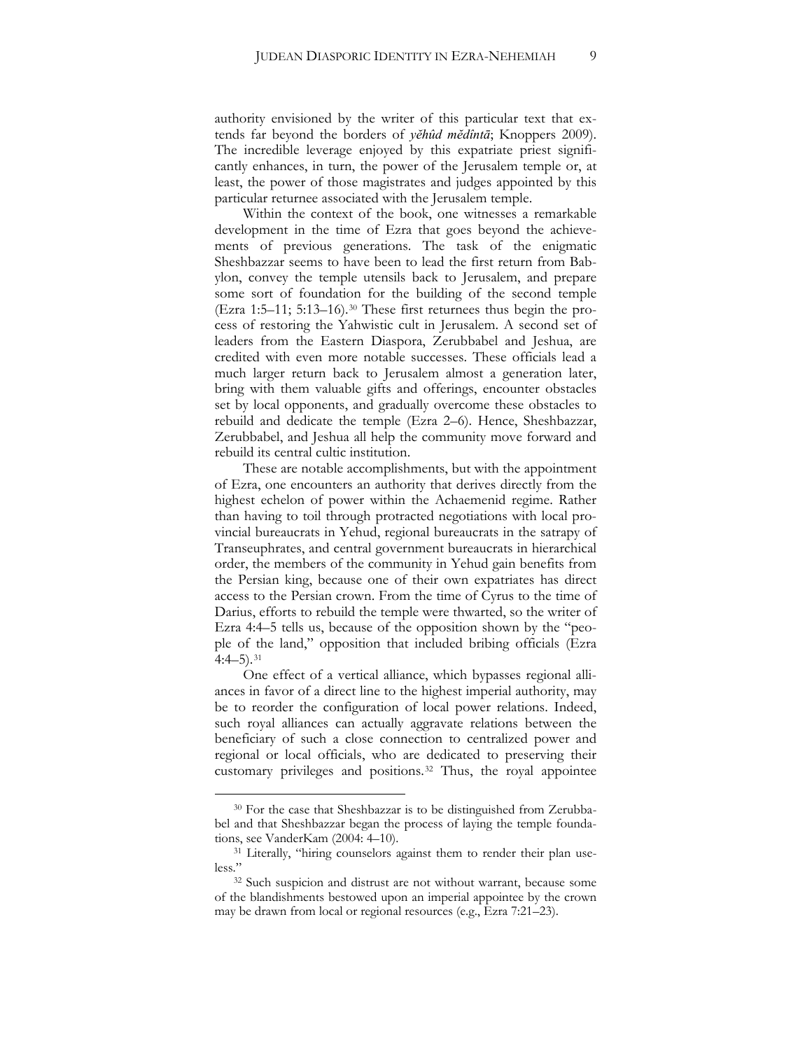authority envisioned by the writer of this particular text that extends far beyond the borders of *yĕhûd mĕdîntā*; Knoppers 2009). The incredible leverage enjoyed by this expatriate priest significantly enhances, in turn, the power of the Jerusalem temple or, at least, the power of those magistrates and judges appointed by this particular returnee associated with the Jerusalem temple.

Within the context of the book, one witnesses a remarkable development in the time of Ezra that goes beyond the achievements of previous generations. The task of the enigmatic Sheshbazzar seems to have been to lead the first return from Babylon, convey the temple utensils back to Jerusalem, and prepare some sort of foundation for the building of the second temple (Ezra 1:5–11; 5:13–16).[30] These first returnees thus begin the process of restoring the Yahwistic cult in Jerusalem. A second set of leaders from the Eastern Diaspora, Zerubbabel and Jeshua, are credited with even more notable successes. These officials lead a much larger return back to Jerusalem almost a generation later, bring with them valuable gifts and offerings, encounter obstacles set by local opponents, and gradually overcome these obstacles to rebuild and dedicate the temple (Ezra 2–6). Hence, Sheshbazzar, Zerubbabel, and Jeshua all help the community move forward and rebuild its central cultic institution.

These are notable accomplishments, but with the appointment of Ezra, one encounters an authority that derives directly from the highest echelon of power within the Achaemenid regime. Rather than having to toil through protracted negotiations with local provincial bureaucrats in Yehud, regional bureaucrats in the satrapy of Transeuphrates, and central government bureaucrats in hierarchical order, the members of the community in Yehud gain benefits from the Persian king, because one of their own expatriates has direct access to the Persian crown. From the time of Cyrus to the time of Darius, efforts to rebuild the temple were thwarted, so the writer of Ezra 4:4–5 tells us, because of the opposition shown by the "people of the land," opposition that included bribing officials (Ezra 4:4–5).[31]

One effect of a vertical alliance, which bypasses regional alliances in favor of a direct line to the highest imperial authority, may be to reorder the configuration of local power relations. Indeed, such royal alliances can actually aggravate relations between the beneficiary of such a close connection to centralized power and regional or local officials, who are dedicated to preserving their customary privileges and positions.[32] Thus, the royal appointee

---

[30] For the case that Sheshbazzar is to be distinguished from Zerubbabel and that Sheshbazzar began the process of laying the temple foundations, see VanderKam (2004: 4–10).

[31] Literally, "hiring counselors against them to render their plan useless."

[32] Such suspicion and distrust are not without warrant, because some of the blandishments bestowed upon an imperial appointee by the crown may be drawn from local or regional resources (e.g., Ezra 7:21–23).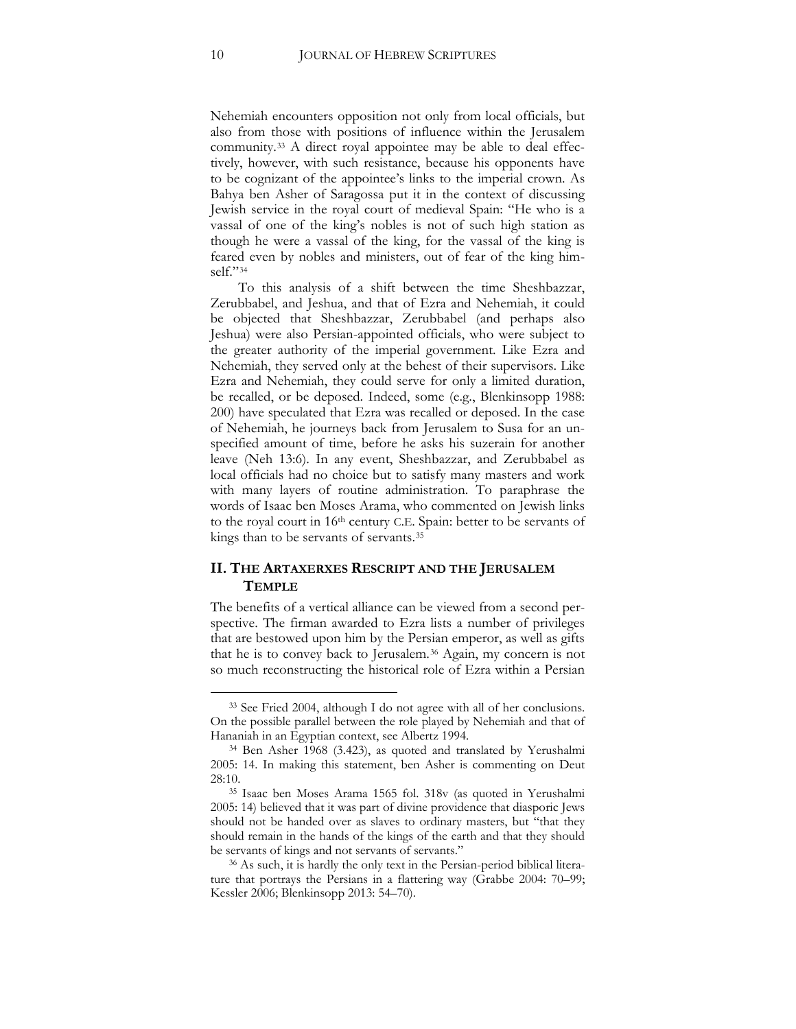Nehemiah encounters opposition not only from local officials, but also from those with positions of influence within the Jerusalem community.[33] A direct royal appointee may be able to deal effectively, however, with such resistance, because his opponents have to be cognizant of the appointee's links to the imperial crown. As Bahya ben Asher of Saragossa put it in the context of discussing Jewish service in the royal court of medieval Spain: "He who is a vassal of one of the king's nobles is not of such high station as though he were a vassal of the king, for the vassal of the king is feared even by nobles and ministers, out of fear of the king himself."[34]

To this analysis of a shift between the time Sheshbazzar, Zerubbabel, and Jeshua, and that of Ezra and Nehemiah, it could be objected that Sheshbazzar, Zerubbabel (and perhaps also Jeshua) were also Persian-appointed officials, who were subject to the greater authority of the imperial government. Like Ezra and Nehemiah, they served only at the behest of their supervisors. Like Ezra and Nehemiah, they could serve for only a limited duration, be recalled, or be deposed. Indeed, some (e.g., Blenkinsopp 1988: 200) have speculated that Ezra was recalled or deposed. In the case of Nehemiah, he journeys back from Jerusalem to Susa for an unspecified amount of time, before he asks his suzerain for another leave (Neh 13:6). In any event, Sheshbazzar, and Zerubbabel as local officials had no choice but to satisfy many masters and work with many layers of routine administration. To paraphrase the words of Isaac ben Moses Arama, who commented on Jewish links to the royal court in 16th century C.E. Spain: better to be servants of kings than to be servants of servants.[35]

## II. THE ARTAXERXES RESCRIPT AND THE JERUSALEM TEMPLE

The benefits of a vertical alliance can be viewed from a second perspective. The firman awarded to Ezra lists a number of privileges that are bestowed upon him by the Persian emperor, as well as gifts that he is to convey back to Jerusalem.[36] Again, my concern is not so much reconstructing the historical role of Ezra within a Persian

---

[33] See Fried 2004, although I do not agree with all of her conclusions. On the possible parallel between the role played by Nehemiah and that of Hananiah in an Egyptian context, see Albertz 1994.

[34] Ben Asher 1968 (3.423), as quoted and translated by Yerushalmi 2005: 14. In making this statement, ben Asher is commenting on Deut 28:10.

[35] Isaac ben Moses Arama 1565 fol. 318v (as quoted in Yerushalmi 2005: 14) believed that it was part of divine providence that diasporic Jews should not be handed over as slaves to ordinary masters, but "that they should remain in the hands of the kings of the earth and that they should be servants of kings and not servants of servants."

[36] As such, it is hardly the only text in the Persian-period biblical literature that portrays the Persians in a flattering way (Grabbe 2004: 70–99; Kessler 2006; Blenkinsopp 2013: 54–70).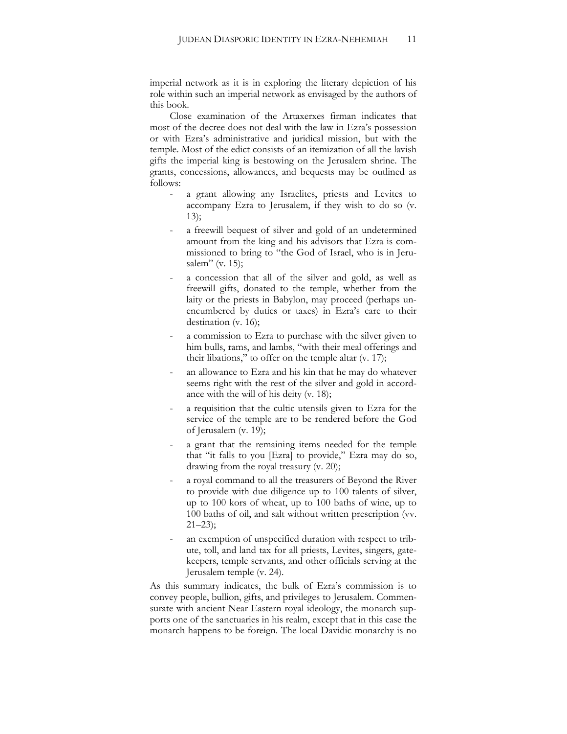imperial network as it is in exploring the literary depiction of his role within such an imperial network as envisaged by the authors of this book.

Close examination of the Artaxerxes firman indicates that most of the decree does not deal with the law in Ezra's possession or with Ezra's administrative and juridical mission, but with the temple. Most of the edict consists of an itemization of all the lavish gifts the imperial king is bestowing on the Jerusalem shrine. The grants, concessions, allowances, and bequests may be outlined as follows:

- a grant allowing any Israelites, priests and Levites to accompany Ezra to Jerusalem, if they wish to do so (v. 13);
- a freewill bequest of silver and gold of an undetermined amount from the king and his advisors that Ezra is commissioned to bring to "the God of Israel, who is in Jerusalem" (v. 15);
- a concession that all of the silver and gold, as well as freewill gifts, donated to the temple, whether from the laity or the priests in Babylon, may proceed (perhaps unencumbered by duties or taxes) in Ezra's care to their destination (v. 16);
- a commission to Ezra to purchase with the silver given to him bulls, rams, and lambs, "with their meal offerings and their libations," to offer on the temple altar (v. 17);
- an allowance to Ezra and his kin that he may do whatever seems right with the rest of the silver and gold in accordance with the will of his deity (v. 18);
- a requisition that the cultic utensils given to Ezra for the service of the temple are to be rendered before the God of Jerusalem (v. 19);
- a grant that the remaining items needed for the temple that "it falls to you [Ezra] to provide," Ezra may do so, drawing from the royal treasury (v. 20);
- a royal command to all the treasurers of Beyond the River to provide with due diligence up to 100 talents of silver, up to 100 kors of wheat, up to 100 baths of wine, up to 100 baths of oil, and salt without written prescription (vv. 21–23);
- an exemption of unspecified duration with respect to tribute, toll, and land tax for all priests, Levites, singers, gatekeepers, temple servants, and other officials serving at the Jerusalem temple (v. 24).

As this summary indicates, the bulk of Ezra's commission is to convey people, bullion, gifts, and privileges to Jerusalem. Commensurate with ancient Near Eastern royal ideology, the monarch supports one of the sanctuaries in his realm, except that in this case the monarch happens to be foreign. The local Davidic monarchy is no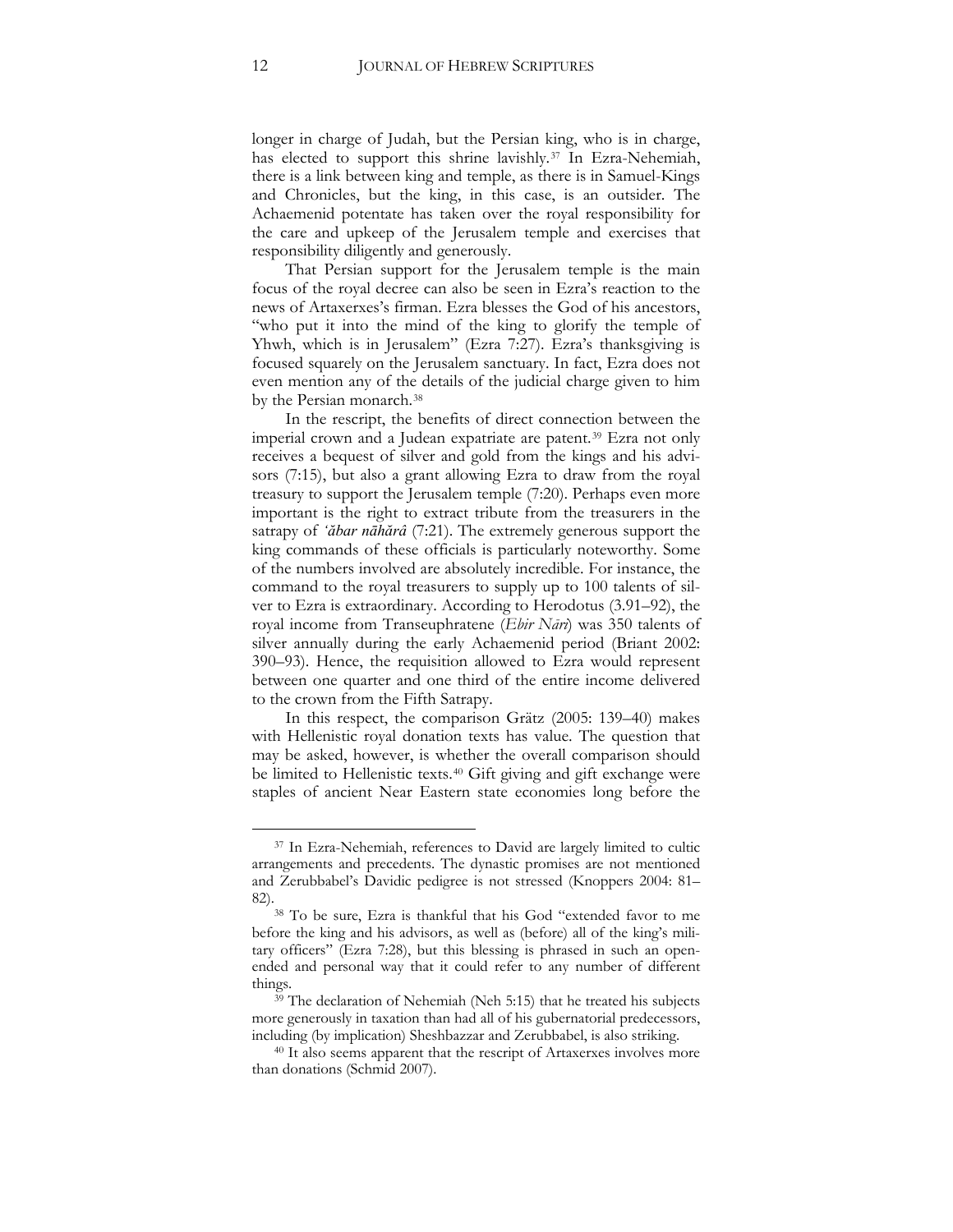longer in charge of Judah, but the Persian king, who is in charge, has elected to support this shrine lavishly.[37] In Ezra-Nehemiah, there is a link between king and temple, as there is in Samuel-Kings and Chronicles, but the king, in this case, is an outsider. The Achaemenid potentate has taken over the royal responsibility for the care and upkeep of the Jerusalem temple and exercises that responsibility diligently and generously.

That Persian support for the Jerusalem temple is the main focus of the royal decree can also be seen in Ezra's reaction to the news of Artaxerxes's firman. Ezra blesses the God of his ancestors, "who put it into the mind of the king to glorify the temple of Yhwh, which is in Jerusalem" (Ezra 7:27). Ezra's thanksgiving is focused squarely on the Jerusalem sanctuary. In fact, Ezra does not even mention any of the details of the judicial charge given to him by the Persian monarch.[38]

In the rescript, the benefits of direct connection between the imperial crown and a Judean expatriate are patent.[39] Ezra not only receives a bequest of silver and gold from the kings and his advisors (7:15), but also a grant allowing Ezra to draw from the royal treasury to support the Jerusalem temple (7:20). Perhaps even more important is the right to extract tribute from the treasurers in the satrapy of *ʿăbar nāhărâ* (7:21). The extremely generous support the king commands of these officials is particularly noteworthy. Some of the numbers involved are absolutely incredible. For instance, the command to the royal treasurers to supply up to 100 talents of silver to Ezra is extraordinary. According to Herodotus (3.91–92), the royal income from Transeuphratene (*Ebir Nāri*) was 350 talents of silver annually during the early Achaemenid period (Briant 2002: 390–93). Hence, the requisition allowed to Ezra would represent between one quarter and one third of the entire income delivered to the crown from the Fifth Satrapy.

In this respect, the comparison Grätz (2005: 139–40) makes with Hellenistic royal donation texts has value. The question that may be asked, however, is whether the overall comparison should be limited to Hellenistic texts.[40] Gift giving and gift exchange were staples of ancient Near Eastern state economies long before the

---

[37] In Ezra-Nehemiah, references to David are largely limited to cultic arrangements and precedents. The dynastic promises are not mentioned and Zerubbabel's Davidic pedigree is not stressed (Knoppers 2004: 81–82).

[38] To be sure, Ezra is thankful that his God "extended favor to me before the king and his advisors, as well as (before) all of the king's military officers" (Ezra 7:28), but this blessing is phrased in such an open-ended and personal way that it could refer to any number of different things.

[39] The declaration of Nehemiah (Neh 5:15) that he treated his subjects more generously in taxation than had all of his gubernatorial predecessors, including (by implication) Sheshbazzar and Zerubbabel, is also striking.

[40] It also seems apparent that the rescript of Artaxerxes involves more than donations (Schmid 2007).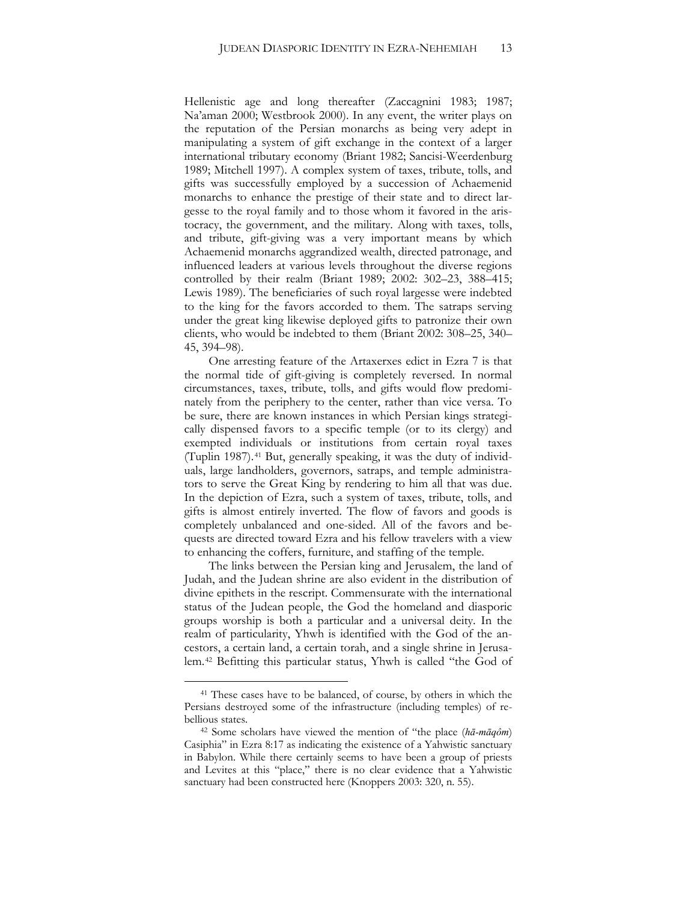Hellenistic age and long thereafter (Zaccagnini 1983; 1987; Na'aman 2000; Westbrook 2000). In any event, the writer plays on the reputation of the Persian monarchs as being very adept in manipulating a system of gift exchange in the context of a larger international tributary economy (Briant 1982; Sancisi-Weerdenburg 1989; Mitchell 1997). A complex system of taxes, tribute, tolls, and gifts was successfully employed by a succession of Achaemenid monarchs to enhance the prestige of their state and to direct largesse to the royal family and to those whom it favored in the aristocracy, the government, and the military. Along with taxes, tolls, and tribute, gift-giving was a very important means by which Achaemenid monarchs aggrandized wealth, directed patronage, and influenced leaders at various levels throughout the diverse regions controlled by their realm (Briant 1989; 2002: 302–23, 388–415; Lewis 1989). The beneficiaries of such royal largesse were indebted to the king for the favors accorded to them. The satraps serving under the great king likewise deployed gifts to patronize their own clients, who would be indebted to them (Briant 2002: 308–25, 340–45, 394–98).

One arresting feature of the Artaxerxes edict in Ezra 7 is that the normal tide of gift-giving is completely reversed. In normal circumstances, taxes, tribute, tolls, and gifts would flow predominately from the periphery to the center, rather than vice versa. To be sure, there are known instances in which Persian kings strategically dispensed favors to a specific temple (or to its clergy) and exempted individuals or institutions from certain royal taxes (Tuplin 1987).[41] But, generally speaking, it was the duty of individuals, large landholders, governors, satraps, and temple administrators to serve the Great King by rendering to him all that was due. In the depiction of Ezra, such a system of taxes, tribute, tolls, and gifts is almost entirely inverted. The flow of favors and goods is completely unbalanced and one-sided. All of the favors and bequests are directed toward Ezra and his fellow travelers with a view to enhancing the coffers, furniture, and staffing of the temple.

The links between the Persian king and Jerusalem, the land of Judah, and the Judean shrine are also evident in the distribution of divine epithets in the rescript. Commensurate with the international status of the Judean people, the God the homeland and diasporic groups worship is both a particular and a universal deity. In the realm of particularity, Yhwh is identified with the God of the ancestors, a certain land, a certain torah, and a single shrine in Jerusalem.[42] Befitting this particular status, Yhwh is called "the God of

---

[41] These cases have to be balanced, of course, by others in which the Persians destroyed some of the infrastructure (including temples) of rebellious states.

[42] Some scholars have viewed the mention of "the place (*hā-māqôm*) Casiphia" in Ezra 8:17 as indicating the existence of a Yahwistic sanctuary in Babylon. While there certainly seems to have been a group of priests and Levites at this "place," there is no clear evidence that a Yahwistic sanctuary had been constructed here (Knoppers 2003: 320, n. 55).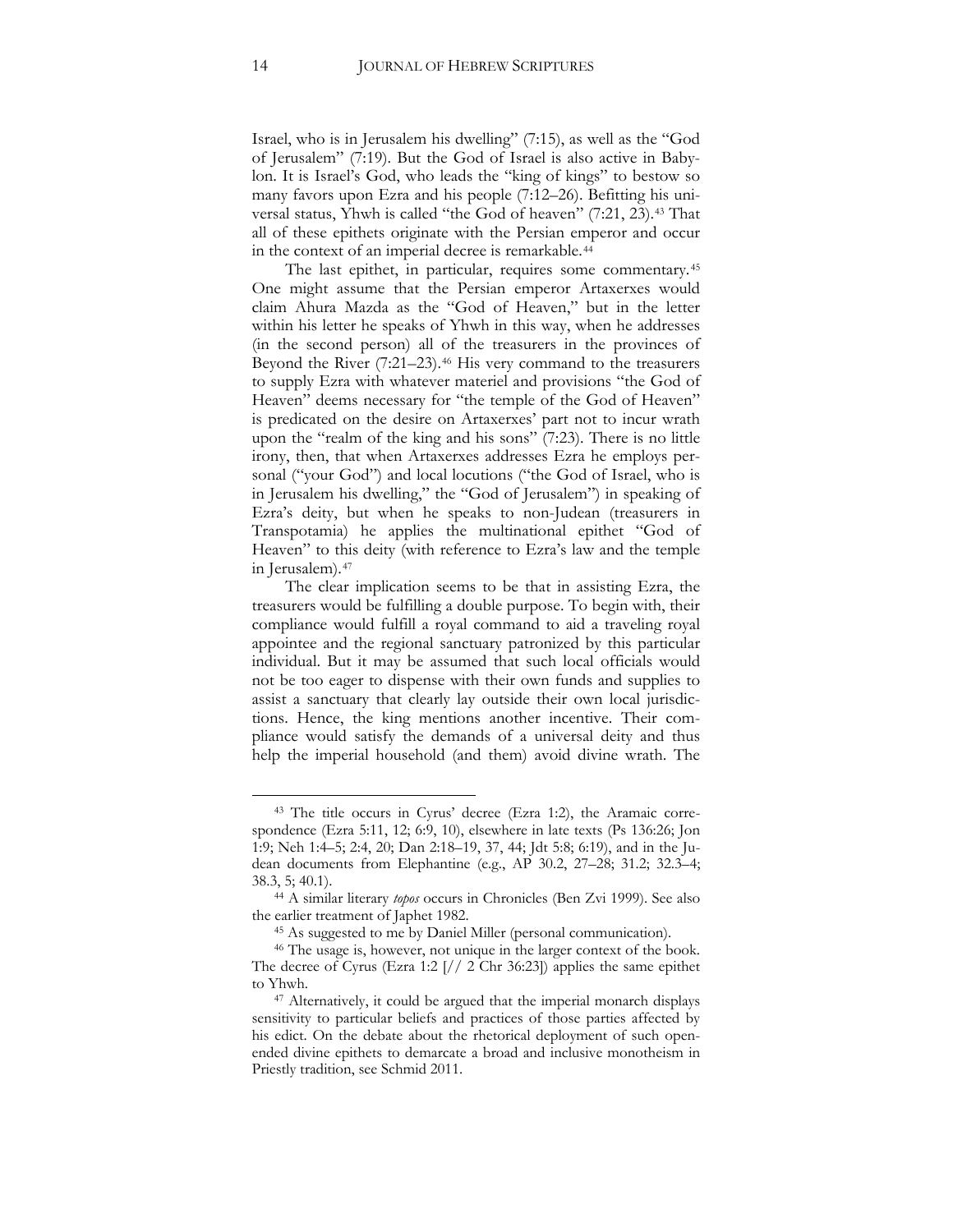Israel, who is in Jerusalem his dwelling" (7:15), as well as the "God of Jerusalem" (7:19). But the God of Israel is also active in Babylon. It is Israel's God, who leads the "king of kings" to bestow so many favors upon Ezra and his people (7:12–26). Befitting his universal status, Yhwh is called "the God of heaven" (7:21, 23).[43] That all of these epithets originate with the Persian emperor and occur in the context of an imperial decree is remarkable.[44]

The last epithet, in particular, requires some commentary.[45] One might assume that the Persian emperor Artaxerxes would claim Ahura Mazda as the "God of Heaven," but in the letter within his letter he speaks of Yhwh in this way, when he addresses (in the second person) all of the treasurers in the provinces of Beyond the River (7:21–23).[46] His very command to the treasurers to supply Ezra with whatever materiel and provisions "the God of Heaven" deems necessary for "the temple of the God of Heaven" is predicated on the desire on Artaxerxes' part not to incur wrath upon the "realm of the king and his sons" (7:23). There is no little irony, then, that when Artaxerxes addresses Ezra he employs personal ("your God") and local locutions ("the God of Israel, who is in Jerusalem his dwelling," the "God of Jerusalem") in speaking of Ezra's deity, but when he speaks to non-Judean (treasurers in Transpotamia) he applies the multinational epithet "God of Heaven" to this deity (with reference to Ezra's law and the temple in Jerusalem).[47]

The clear implication seems to be that in assisting Ezra, the treasurers would be fulfilling a double purpose. To begin with, their compliance would fulfill a royal command to aid a traveling royal appointee and the regional sanctuary patronized by this particular individual. But it may be assumed that such local officials would not be too eager to dispense with their own funds and supplies to assist a sanctuary that clearly lay outside their own local jurisdictions. Hence, the king mentions another incentive. Their compliance would satisfy the demands of a universal deity and thus help the imperial household (and them) avoid divine wrath. The

---

[43] The title occurs in Cyrus' decree (Ezra 1:2), the Aramaic correspondence (Ezra 5:11, 12; 6:9, 10), elsewhere in late texts (Ps 136:26; Jon 1:9; Neh 1:4–5; 2:4, 20; Dan 2:18–19, 37, 44; Jdt 5:8; 6:19), and in the Judean documents from Elephantine (e.g., AP 30.2, 27–28; 31.2; 32.3–4; 38.3, 5; 40.1).

[44] A similar literary *topos* occurs in Chronicles (Ben Zvi 1999). See also the earlier treatment of Japhet 1982.

[45] As suggested to me by Daniel Miller (personal communication).

[46] The usage is, however, not unique in the larger context of the book. The decree of Cyrus (Ezra 1:2 [// 2 Chr 36:23]) applies the same epithet to Yhwh.

[47] Alternatively, it could be argued that the imperial monarch displays sensitivity to particular beliefs and practices of those parties affected by his edict. On the debate about the rhetorical deployment of such open-ended divine epithets to demarcate a broad and inclusive monotheism in Priestly tradition, see Schmid 2011.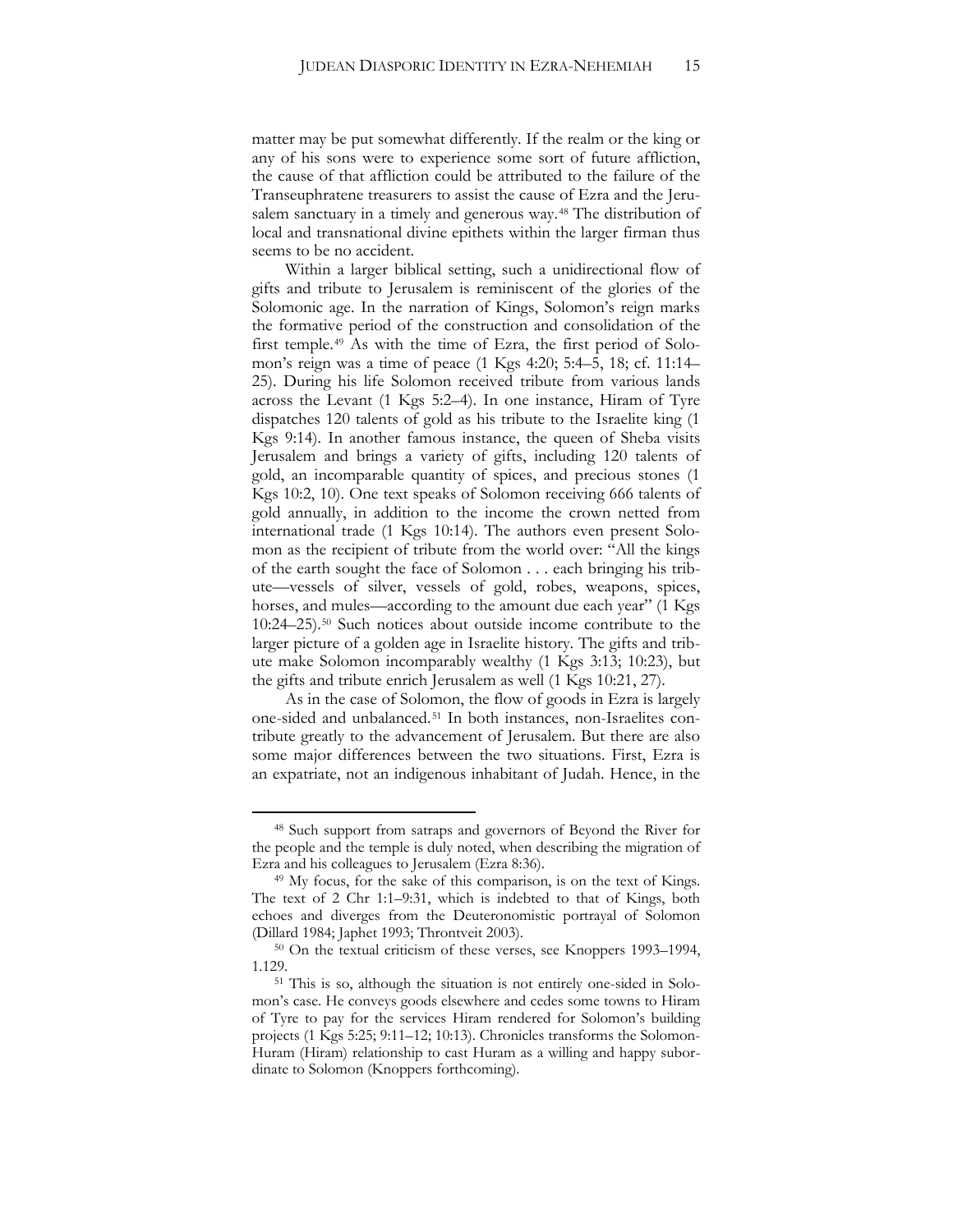matter may be put somewhat differently. If the realm or the king or any of his sons were to experience some sort of future affliction, the cause of that affliction could be attributed to the failure of the Transeuphratene treasurers to assist the cause of Ezra and the Jerusalem sanctuary in a timely and generous way.[48] The distribution of local and transnational divine epithets within the larger firman thus seems to be no accident.

Within a larger biblical setting, such a unidirectional flow of gifts and tribute to Jerusalem is reminiscent of the glories of the Solomonic age. In the narration of Kings, Solomon's reign marks the formative period of the construction and consolidation of the first temple.[49] As with the time of Ezra, the first period of Solomon's reign was a time of peace (1 Kgs 4:20; 5:4–5, 18; cf. 11:14–25). During his life Solomon received tribute from various lands across the Levant (1 Kgs 5:2–4). In one instance, Hiram of Tyre dispatches 120 talents of gold as his tribute to the Israelite king (1 Kgs 9:14). In another famous instance, the queen of Sheba visits Jerusalem and brings a variety of gifts, including 120 talents of gold, an incomparable quantity of spices, and precious stones (1 Kgs 10:2, 10). One text speaks of Solomon receiving 666 talents of gold annually, in addition to the income the crown netted from international trade (1 Kgs 10:14). The authors even present Solomon as the recipient of tribute from the world over: "All the kings of the earth sought the face of Solomon . . . each bringing his tribute—vessels of silver, vessels of gold, robes, weapons, spices, horses, and mules—according to the amount due each year" (1 Kgs 10:24–25).[50] Such notices about outside income contribute to the larger picture of a golden age in Israelite history. The gifts and tribute make Solomon incomparably wealthy (1 Kgs 3:13; 10:23), but the gifts and tribute enrich Jerusalem as well (1 Kgs 10:21, 27).

As in the case of Solomon, the flow of goods in Ezra is largely one-sided and unbalanced.[51] In both instances, non-Israelites contribute greatly to the advancement of Jerusalem. But there are also some major differences between the two situations. First, Ezra is an expatriate, not an indigenous inhabitant of Judah. Hence, in the

---

[48] Such support from satraps and governors of Beyond the River for the people and the temple is duly noted, when describing the migration of Ezra and his colleagues to Jerusalem (Ezra 8:36).

[49] My focus, for the sake of this comparison, is on the text of Kings. The text of 2 Chr 1:1–9:31, which is indebted to that of Kings, both echoes and diverges from the Deuteronomistic portrayal of Solomon (Dillard 1984; Japhet 1993; Throntveit 2003).

[50] On the textual criticism of these verses, see Knoppers 1993–1994, 1.129.

[51] This is so, although the situation is not entirely one-sided in Solomon's case. He conveys goods elsewhere and cedes some towns to Hiram of Tyre to pay for the services Hiram rendered for Solomon's building projects (1 Kgs 5:25; 9:11–12; 10:13). Chronicles transforms the Solomon-Huram (Hiram) relationship to cast Huram as a willing and happy subordinate to Solomon (Knoppers forthcoming).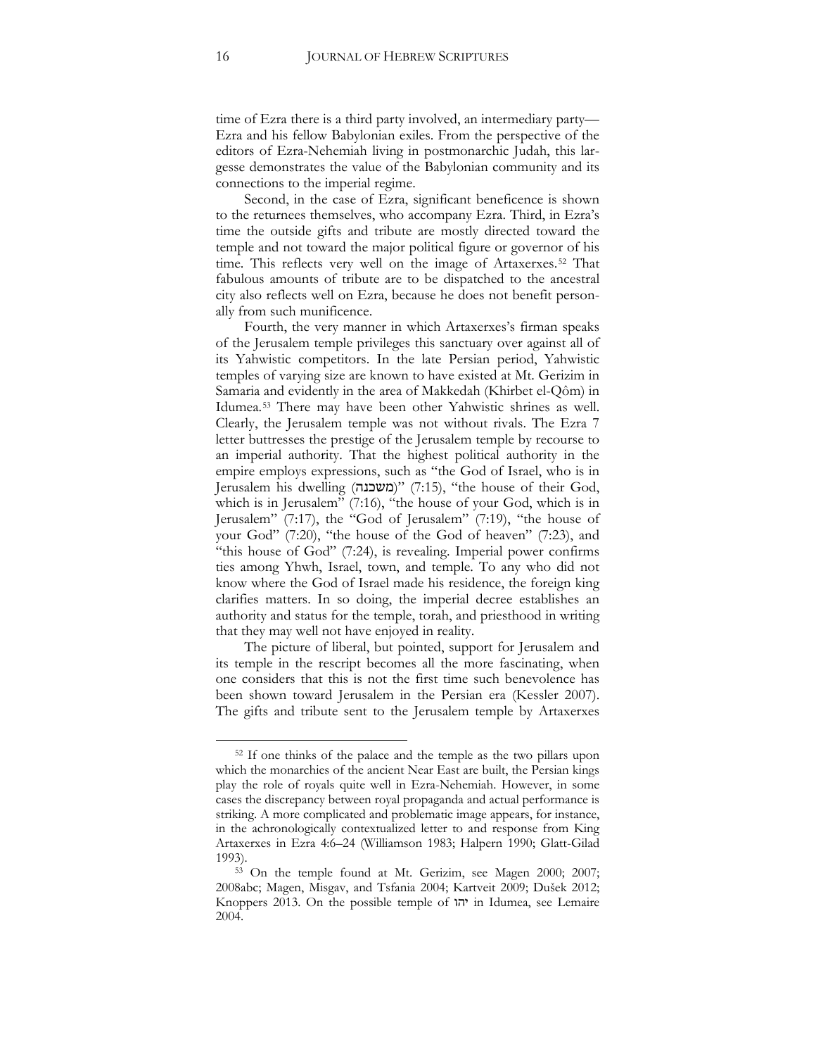time of Ezra there is a third party involved, an intermediary party—Ezra and his fellow Babylonian exiles. From the perspective of the editors of Ezra-Nehemiah living in postmonarchic Judah, this largesse demonstrates the value of the Babylonian community and its connections to the imperial regime.

Second, in the case of Ezra, significant beneficence is shown to the returnees themselves, who accompany Ezra. Third, in Ezra's time the outside gifts and tribute are mostly directed toward the temple and not toward the major political figure or governor of his time. This reflects very well on the image of Artaxerxes.[52] That fabulous amounts of tribute are to be dispatched to the ancestral city also reflects well on Ezra, because he does not benefit personally from such munificence.

Fourth, the very manner in which Artaxerxes's firman speaks of the Jerusalem temple privileges this sanctuary over against all of its Yahwistic competitors. In the late Persian period, Yahwistic temples of varying size are known to have existed at Mt. Gerizim in Samaria and evidently in the area of Makkedah (Khirbet el-Qôm) in Idumea.[53] There may have been other Yahwistic shrines as well. Clearly, the Jerusalem temple was not without rivals. The Ezra 7 letter buttresses the prestige of the Jerusalem temple by recourse to an imperial authority. That the highest political authority in the empire employs expressions, such as "the God of Israel, who is in Jerusalem his dwelling (משכנה)" (7:15), "the house of their God, which is in Jerusalem" (7:16), "the house of your God, which is in Jerusalem" (7:17), the "God of Jerusalem" (7:19), "the house of your God" (7:20), "the house of the God of heaven" (7:23), and "this house of God" (7:24), is revealing. Imperial power confirms ties among Yhwh, Israel, town, and temple. To any who did not know where the God of Israel made his residence, the foreign king clarifies matters. In so doing, the imperial decree establishes an authority and status for the temple, torah, and priesthood in writing that they may well not have enjoyed in reality.

The picture of liberal, but pointed, support for Jerusalem and its temple in the rescript becomes all the more fascinating, when one considers that this is not the first time such benevolence has been shown toward Jerusalem in the Persian era (Kessler 2007). The gifts and tribute sent to the Jerusalem temple by Artaxerxes

---

[52] If one thinks of the palace and the temple as the two pillars upon which the monarchies of the ancient Near East are built, the Persian kings play the role of royals quite well in Ezra-Nehemiah. However, in some cases the discrepancy between royal propaganda and actual performance is striking. A more complicated and problematic image appears, for instance, in the achronologically contextualized letter to and response from King Artaxerxes in Ezra 4:6–24 (Williamson 1983; Halpern 1990; Glatt-Gilad 1993).

[53] On the temple found at Mt. Gerizim, see Magen 2000; 2007; 2008abc; Magen, Misgav, and Tsfania 2004; Kartveit 2009; Dušek 2012; Knoppers 2013. On the possible temple of יהו in Idumea, see Lemaire 2004.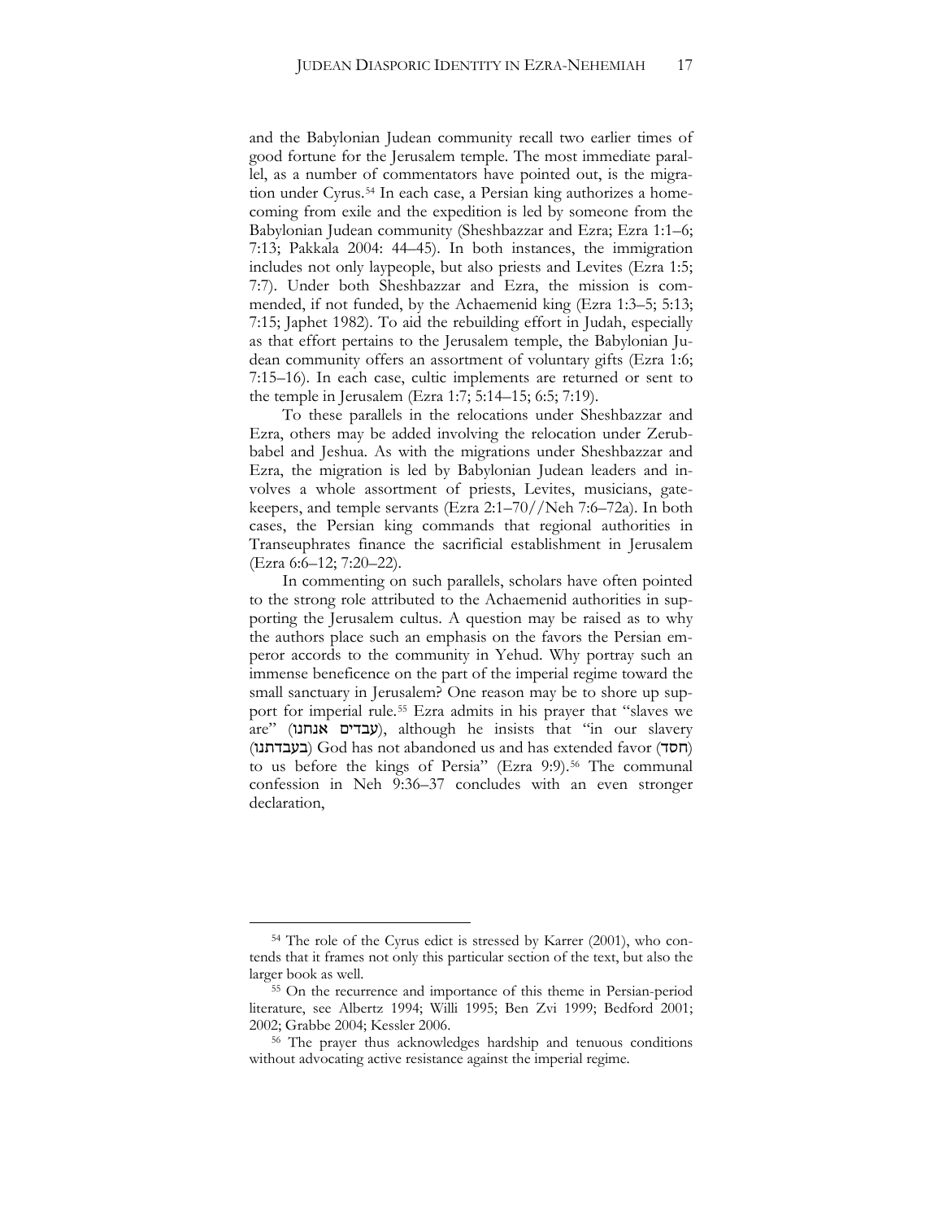and the Babylonian Judean community recall two earlier times of good fortune for the Jerusalem temple. The most immediate parallel, as a number of commentators have pointed out, is the migration under Cyrus.[54] In each case, a Persian king authorizes a homecoming from exile and the expedition is led by someone from the Babylonian Judean community (Sheshbazzar and Ezra; Ezra 1:1–6; 7:13; Pakkala 2004: 44–45). In both instances, the immigration includes not only laypeople, but also priests and Levites (Ezra 1:5; 7:7). Under both Sheshbazzar and Ezra, the mission is commended, if not funded, by the Achaemenid king (Ezra 1:3–5; 5:13; 7:15; Japhet 1982). To aid the rebuilding effort in Judah, especially as that effort pertains to the Jerusalem temple, the Babylonian Judean community offers an assortment of voluntary gifts (Ezra 1:6; 7:15–16). In each case, cultic implements are returned or sent to the temple in Jerusalem (Ezra 1:7; 5:14–15; 6:5; 7:19).

To these parallels in the relocations under Sheshbazzar and Ezra, others may be added involving the relocation under Zerubbabel and Jeshua. As with the migrations under Sheshbazzar and Ezra, the migration is led by Babylonian Judean leaders and involves a whole assortment of priests, Levites, musicians, gatekeepers, and temple servants (Ezra 2:1–70//Neh 7:6–72a). In both cases, the Persian king commands that regional authorities in Transeuphrates finance the sacrificial establishment in Jerusalem (Ezra 6:6–12; 7:20–22).

In commenting on such parallels, scholars have often pointed to the strong role attributed to the Achaemenid authorities in supporting the Jerusalem cultus. A question may be raised as to why the authors place such an emphasis on the favors the Persian emperor accords to the community in Yehud. Why portray such an immense beneficence on the part of the imperial regime toward the small sanctuary in Jerusalem? One reason may be to shore up support for imperial rule.[55] Ezra admits in his prayer that "slaves we are" (עבדים אנחנו), although he insists that "in our slavery (בעבדתנו) God has not abandoned us and has extended favor (חסד) to us before the kings of Persia" (Ezra 9:9).[56] The communal confession in Neh 9:36–37 concludes with an even stronger declaration,

---

[54] The role of the Cyrus edict is stressed by Karrer (2001), who contends that it frames not only this particular section of the text, but also the larger book as well.

[55] On the recurrence and importance of this theme in Persian-period literature, see Albertz 1994; Willi 1995; Ben Zvi 1999; Bedford 2001; 2002; Grabbe 2004; Kessler 2006.

[56] The prayer thus acknowledges hardship and tenuous conditions without advocating active resistance against the imperial regime.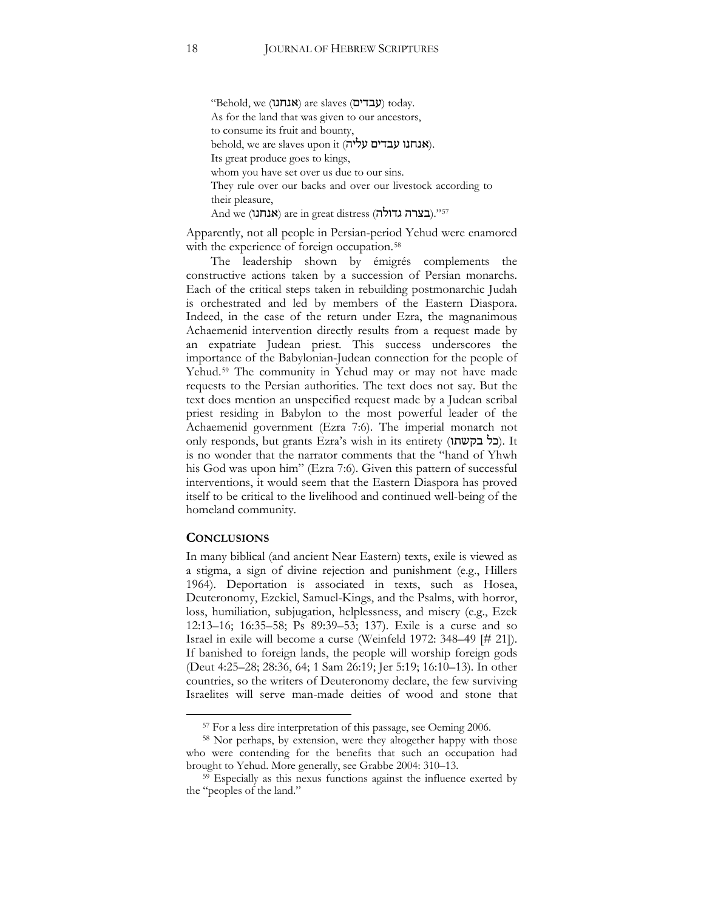"Behold, we (אנחנו) are slaves (עבדים) today.
As for the land that was given to our ancestors,
to consume its fruit and bounty,
behold, we are slaves upon it (אנחנו עבדים עליה).
Its great produce goes to kings,
whom you have set over us due to our sins.
They rule over our backs and over our livestock according to their pleasure,
And we (אנחנו) are in great distress (בצרה גדולה)."[57]

Apparently, not all people in Persian-period Yehud were enamored with the experience of foreign occupation.[58]

The leadership shown by émigrés complements the constructive actions taken by a succession of Persian monarchs. Each of the critical steps taken in rebuilding postmonarchic Judah is orchestrated and led by members of the Eastern Diaspora. Indeed, in the case of the return under Ezra, the magnanimous Achaemenid intervention directly results from a request made by an expatriate Judean priest. This success underscores the importance of the Babylonian-Judean connection for the people of Yehud.[59] The community in Yehud may or may not have made requests to the Persian authorities. The text does not say. But the text does mention an unspecified request made by a Judean scribal priest residing in Babylon to the most powerful leader of the Achaemenid government (Ezra 7:6). The imperial monarch not only responds, but grants Ezra's wish in its entirety (כל בקשתו). It is no wonder that the narrator comments that the "hand of Yhwh his God was upon him" (Ezra 7:6). Given this pattern of successful interventions, it would seem that the Eastern Diaspora has proved itself to be critical to the livelihood and continued well-being of the homeland community.

## CONCLUSIONS

In many biblical (and ancient Near Eastern) texts, exile is viewed as a stigma, a sign of divine rejection and punishment (e.g., Hillers 1964). Deportation is associated in texts, such as Hosea, Deuteronomy, Ezekiel, Samuel-Kings, and the Psalms, with horror, loss, humiliation, subjugation, helplessness, and misery (e.g., Ezek 12:13–16; 16:35–58; Ps 89:39–53; 137). Exile is a curse and so Israel in exile will become a curse (Weinfeld 1972: 348–49 [# 21]). If banished to foreign lands, the people will worship foreign gods (Deut 4:25–28; 28:36, 64; 1 Sam 26:19; Jer 5:19; 16:10–13). In other countries, so the writers of Deuteronomy declare, the few surviving Israelites will serve man-made deities of wood and stone that

---

[57] For a less dire interpretation of this passage, see Oeming 2006.

[58] Nor perhaps, by extension, were they altogether happy with those who were contending for the benefits that such an occupation had brought to Yehud. More generally, see Grabbe 2004: 310–13.

[59] Especially as this nexus functions against the influence exerted by the "peoples of the land."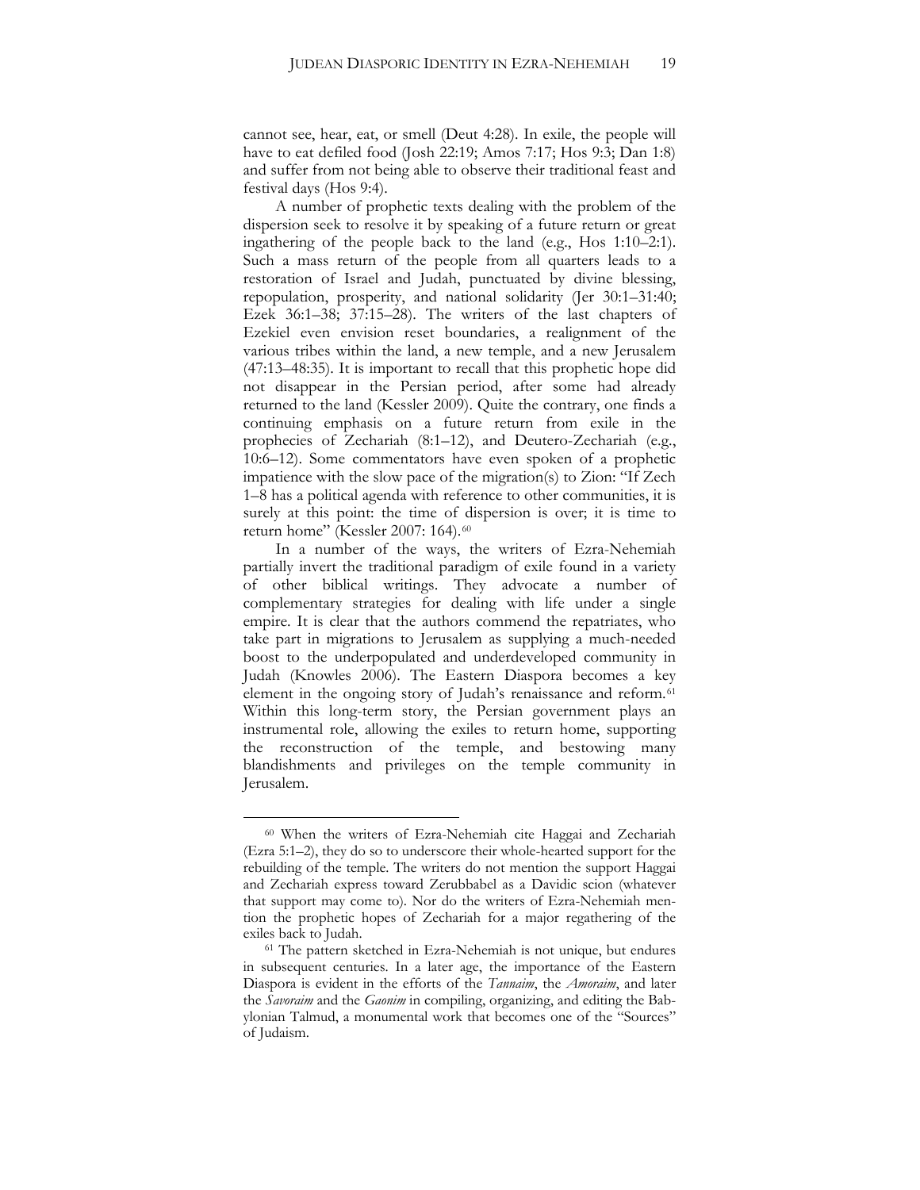cannot see, hear, eat, or smell (Deut 4:28). In exile, the people will have to eat defiled food (Josh 22:19; Amos 7:17; Hos 9:3; Dan 1:8) and suffer from not being able to observe their traditional feast and festival days (Hos 9:4).

A number of prophetic texts dealing with the problem of the dispersion seek to resolve it by speaking of a future return or great ingathering of the people back to the land (e.g., Hos 1:10–2:1). Such a mass return of the people from all quarters leads to a restoration of Israel and Judah, punctuated by divine blessing, repopulation, prosperity, and national solidarity (Jer 30:1–31:40; Ezek 36:1–38; 37:15–28). The writers of the last chapters of Ezekiel even envision reset boundaries, a realignment of the various tribes within the land, a new temple, and a new Jerusalem (47:13–48:35). It is important to recall that this prophetic hope did not disappear in the Persian period, after some had already returned to the land (Kessler 2009). Quite the contrary, one finds a continuing emphasis on a future return from exile in the prophecies of Zechariah (8:1–12), and Deutero-Zechariah (e.g., 10:6–12). Some commentators have even spoken of a prophetic impatience with the slow pace of the migration(s) to Zion: "If Zech 1–8 has a political agenda with reference to other communities, it is surely at this point: the time of dispersion is over; it is time to return home" (Kessler 2007: 164).[60]

In a number of the ways, the writers of Ezra-Nehemiah partially invert the traditional paradigm of exile found in a variety of other biblical writings. They advocate a number of complementary strategies for dealing with life under a single empire. It is clear that the authors commend the repatriates, who take part in migrations to Jerusalem as supplying a much-needed boost to the underpopulated and underdeveloped community in Judah (Knowles 2006). The Eastern Diaspora becomes a key element in the ongoing story of Judah's renaissance and reform.[61] Within this long-term story, the Persian government plays an instrumental role, allowing the exiles to return home, supporting the reconstruction of the temple, and bestowing many blandishments and privileges on the temple community in Jerusalem.

---

[60] When the writers of Ezra-Nehemiah cite Haggai and Zechariah (Ezra 5:1–2), they do so to underscore their whole-hearted support for the rebuilding of the temple. The writers do not mention the support Haggai and Zechariah express toward Zerubbabel as a Davidic scion (whatever that support may come to). Nor do the writers of Ezra-Nehemiah mention the prophetic hopes of Zechariah for a major regathering of the exiles back to Judah.

[61] The pattern sketched in Ezra-Nehemiah is not unique, but endures in subsequent centuries. In a later age, the importance of the Eastern Diaspora is evident in the efforts of the *Tannaim*, the *Amoraim*, and later the *Savoraim* and the *Gaonim* in compiling, organizing, and editing the Babylonian Talmud, a monumental work that becomes one of the "Sources" of Judaism.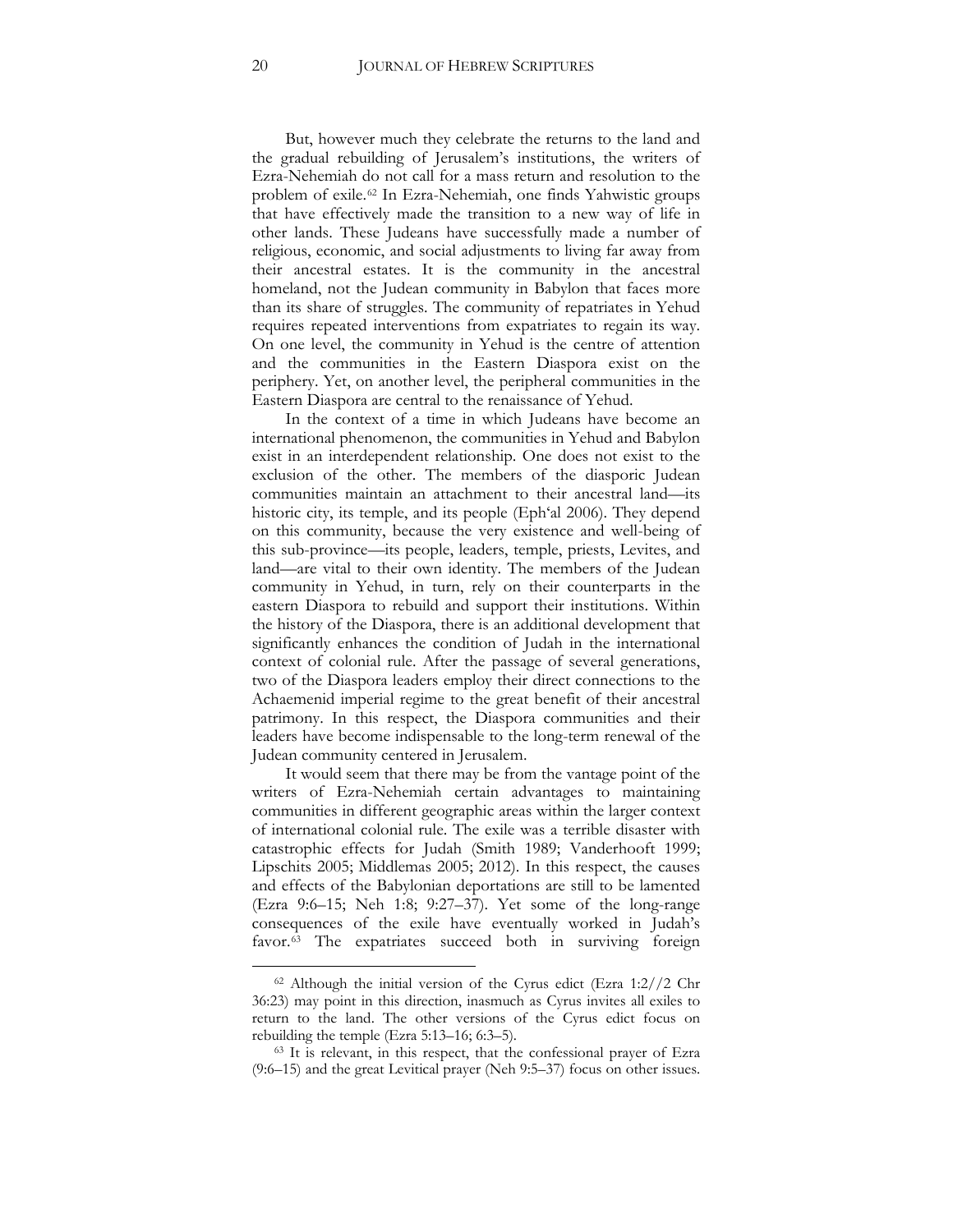But, however much they celebrate the returns to the land and the gradual rebuilding of Jerusalem's institutions, the writers of Ezra-Nehemiah do not call for a mass return and resolution to the problem of exile.[62] In Ezra-Nehemiah, one finds Yahwistic groups that have effectively made the transition to a new way of life in other lands. These Judeans have successfully made a number of religious, economic, and social adjustments to living far away from their ancestral estates. It is the community in the ancestral homeland, not the Judean community in Babylon that faces more than its share of struggles. The community of repatriates in Yehud requires repeated interventions from expatriates to regain its way. On one level, the community in Yehud is the centre of attention and the communities in the Eastern Diaspora exist on the periphery. Yet, on another level, the peripheral communities in the Eastern Diaspora are central to the renaissance of Yehud.

In the context of a time in which Judeans have become an international phenomenon, the communities in Yehud and Babylon exist in an interdependent relationship. One does not exist to the exclusion of the other. The members of the diasporic Judean communities maintain an attachment to their ancestral land—its historic city, its temple, and its people (Eph'al 2006). They depend on this community, because the very existence and well-being of this sub-province—its people, leaders, temple, priests, Levites, and land—are vital to their own identity. The members of the Judean community in Yehud, in turn, rely on their counterparts in the eastern Diaspora to rebuild and support their institutions. Within the history of the Diaspora, there is an additional development that significantly enhances the condition of Judah in the international context of colonial rule. After the passage of several generations, two of the Diaspora leaders employ their direct connections to the Achaemenid imperial regime to the great benefit of their ancestral patrimony. In this respect, the Diaspora communities and their leaders have become indispensable to the long-term renewal of the Judean community centered in Jerusalem.

It would seem that there may be from the vantage point of the writers of Ezra-Nehemiah certain advantages to maintaining communities in different geographic areas within the larger context of international colonial rule. The exile was a terrible disaster with catastrophic effects for Judah (Smith 1989; Vanderhooft 1999; Lipschits 2005; Middlemas 2005; 2012). In this respect, the causes and effects of the Babylonian deportations are still to be lamented (Ezra 9:6–15; Neh 1:8; 9:27–37). Yet some of the long-range consequences of the exile have eventually worked in Judah's favor.[63] The expatriates succeed both in surviving foreign

---

[62] Although the initial version of the Cyrus edict (Ezra 1:2//2 Chr 36:23) may point in this direction, inasmuch as Cyrus invites all exiles to return to the land. The other versions of the Cyrus edict focus on rebuilding the temple (Ezra 5:13–16; 6:3–5).

[63] It is relevant, in this respect, that the confessional prayer of Ezra (9:6–15) and the great Levitical prayer (Neh 9:5–37) focus on other issues.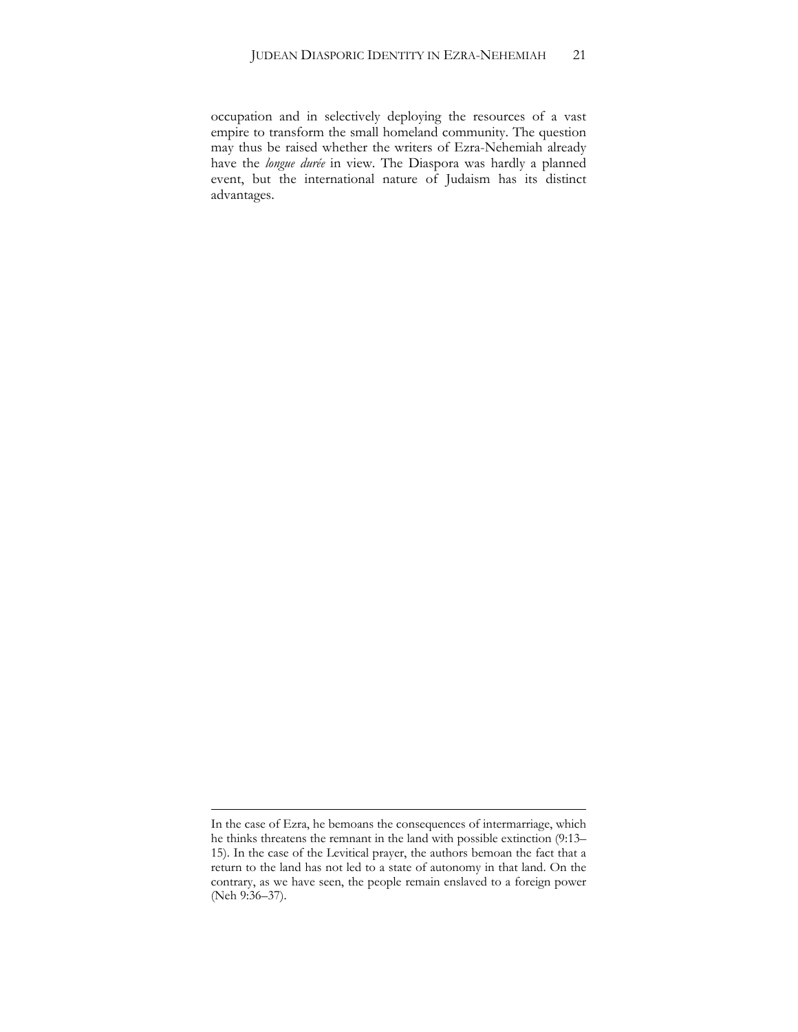occupation and in selectively deploying the resources of a vast empire to transform the small homeland community. The question may thus be raised whether the writers of Ezra-Nehemiah already have the *longue durée* in view. The Diaspora was hardly a planned event, but the international nature of Judaism has its distinct advantages.

---

In the case of Ezra, he bemoans the consequences of intermarriage, which he thinks threatens the remnant in the land with possible extinction (9:13–15). In the case of the Levitical prayer, the authors bemoan the fact that a return to the land has not led to a state of autonomy in that land. On the contrary, as we have seen, the people remain enslaved to a foreign power (Neh 9:36–37).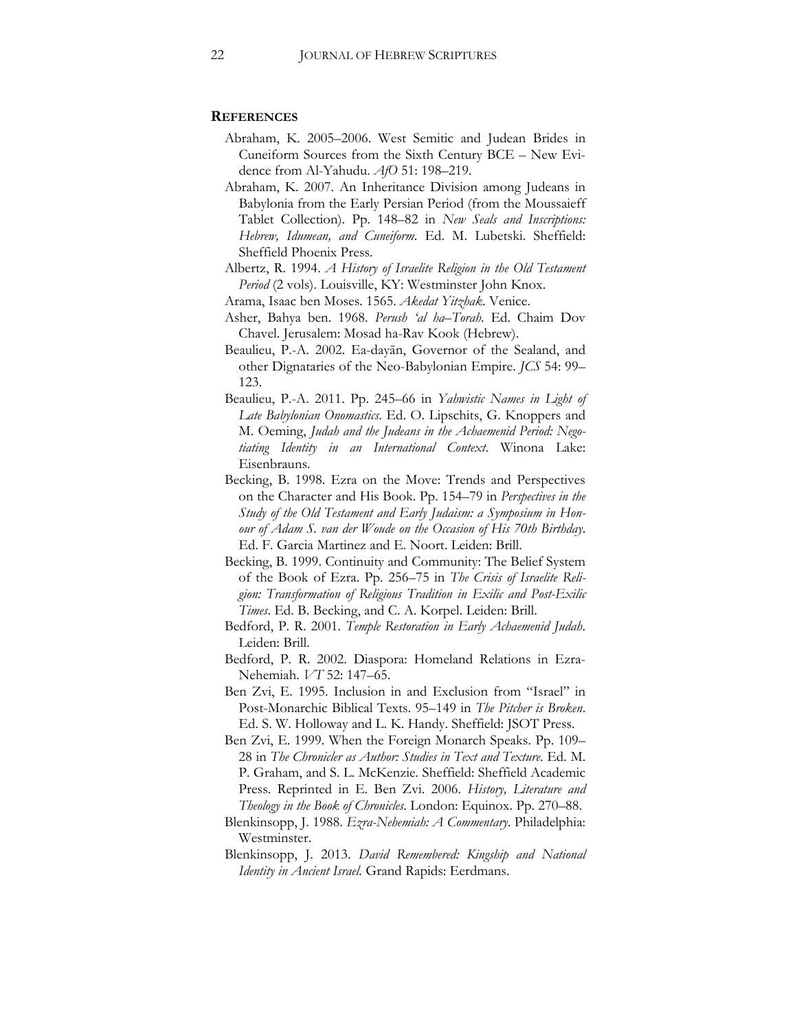## REFERENCES

Abraham, K. 2005–2006. West Semitic and Judean Brides in Cuneiform Sources from the Sixth Century BCE – New Evidence from Al-Yahudu. *AfO* 51: 198–219.

Abraham, K. 2007. An Inheritance Division among Judeans in Babylonia from the Early Persian Period (from the Moussaieff Tablet Collection). Pp. 148–82 in *New Seals and Inscriptions: Hebrew, Idumean, and Cuneiform*. Ed. M. Lubetski. Sheffield: Sheffield Phoenix Press.

Albertz, R. 1994. *A History of Israelite Religion in the Old Testament Period* (2 vols). Louisville, KY: Westminster John Knox.

Arama, Isaac ben Moses. 1565. *Akedat Yitzhak*. Venice.

Asher, Bahya ben. 1968. *Perush 'al ha–Torah*. Ed. Chaim Dov Chavel. Jerusalem: Mosad ha-Rav Kook (Hebrew).

Beaulieu, P.-A. 2002. Ea-dayān, Governor of the Sealand, and other Dignataries of the Neo-Babylonian Empire. *JCS* 54: 99–123.

Beaulieu, P.-A. 2011. Pp. 245–66 in *Yahwistic Names in Light of Late Babylonian Onomastics*. Ed. O. Lipschits, G. Knoppers and M. Oeming, *Judah and the Judeans in the Achaemenid Period: Negotiating Identity in an International Context*. Winona Lake: Eisenbrauns.

Becking, B. 1998. Ezra on the Move: Trends and Perspectives on the Character and His Book. Pp. 154–79 in *Perspectives in the Study of the Old Testament and Early Judaism: a Symposium in Honour of Adam S. van der Woude on the Occasion of His 70th Birthday*. Ed. F. Garcia Martinez and E. Noort. Leiden: Brill.

Becking, B. 1999. Continuity and Community: The Belief System of the Book of Ezra. Pp. 256–75 in *The Crisis of Israelite Religion: Transformation of Religious Tradition in Exilic and Post-Exilic Times*. Ed. B. Becking, and C. A. Korpel. Leiden: Brill.

Bedford, P. R. 2001. *Temple Restoration in Early Achaemenid Judah*. Leiden: Brill.

Bedford, P. R. 2002. Diaspora: Homeland Relations in Ezra-Nehemiah. *VT* 52: 147–65.

Ben Zvi, E. 1995. Inclusion in and Exclusion from "Israel" in Post-Monarchic Biblical Texts. 95–149 in *The Pitcher is Broken*. Ed. S. W. Holloway and L. K. Handy. Sheffield: JSOT Press.

Ben Zvi, E. 1999. When the Foreign Monarch Speaks. Pp. 109–28 in *The Chronicler as Author: Studies in Text and Texture*. Ed. M. P. Graham, and S. L. McKenzie. Sheffield: Sheffield Academic Press. Reprinted in E. Ben Zvi. 2006. *History, Literature and Theology in the Book of Chronicles*. London: Equinox. Pp. 270–88.

Blenkinsopp, J. 1988. *Ezra-Nehemiah: A Commentary*. Philadelphia: Westminster.

Blenkinsopp, J. 2013. *David Remembered: Kingship and National Identity in Ancient Israel*. Grand Rapids: Eerdmans.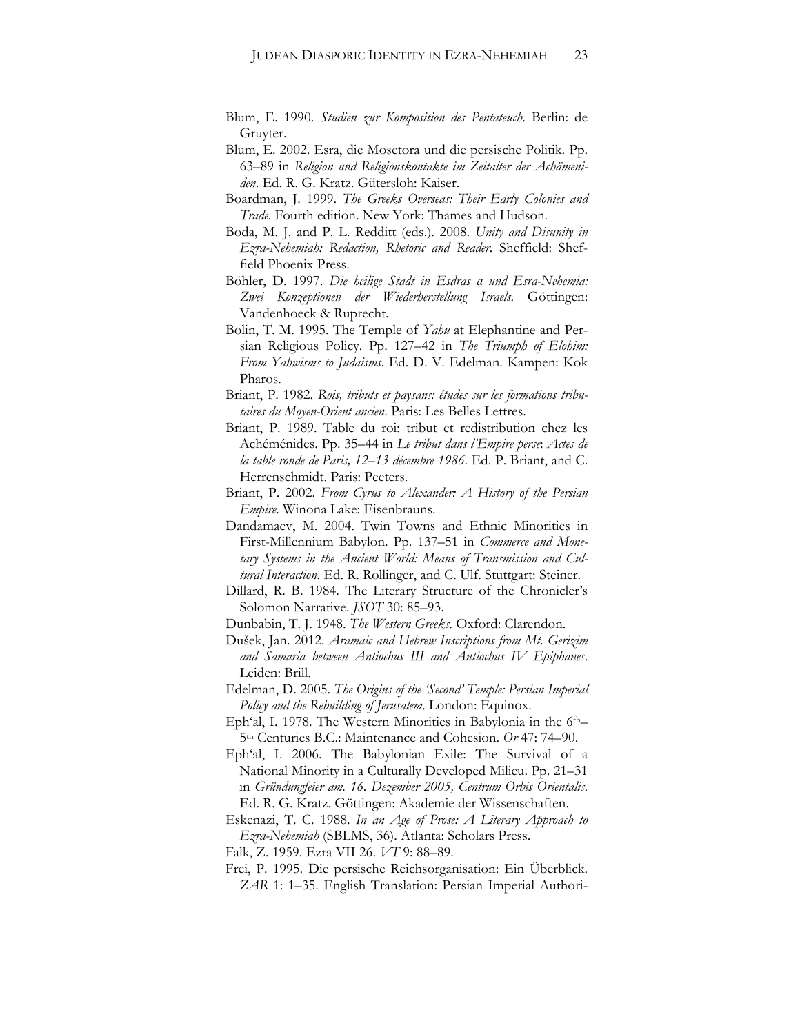Blum, E. 1990. *Studien zur Komposition des Pentateuch*. Berlin: de Gruyter.

Blum, E. 2002. Esra, die Mosetora und die persische Politik. Pp. 63–89 in *Religion und Religionskontakte im Zeitalter der Achämeniden*. Ed. R. G. Kratz. Gütersloh: Kaiser.

Boardman, J. 1999. *The Greeks Overseas: Their Early Colonies and Trade*. Fourth edition. New York: Thames and Hudson.

Boda, M. J. and P. L. Redditt (eds.). 2008. *Unity and Disunity in Ezra-Nehemiah: Redaction, Rhetoric and Reader*. Sheffield: Sheffield Phoenix Press.

Böhler, D. 1997. *Die heilige Stadt in Esdras a und Esra-Nehemia: Zwei Konzeptionen der Wiederherstellung Israels*. Göttingen: Vandenhoeck & Ruprecht.

Bolin, T. M. 1995. The Temple of *Yahu* at Elephantine and Persian Religious Policy. Pp. 127–42 in *The Triumph of Elohim: From Yahwisms to Judaisms*. Ed. D. V. Edelman. Kampen: Kok Pharos.

Briant, P. 1982. *Rois, tributs et paysans: études sur les formations tributaires du Moyen-Orient ancien*. Paris: Les Belles Lettres.

Briant, P. 1989. Table du roi: tribut et redistribution chez les Achéménides. Pp. 35–44 in *Le tribut dans l'Empire perse*: *Actes de la table ronde de Paris, 12–13 décembre 1986*. Ed. P. Briant, and C. Herrenschmidt. Paris: Peeters.

Briant, P. 2002. *From Cyrus to Alexander: A History of the Persian Empire*. Winona Lake: Eisenbrauns.

Dandamaev, M. 2004. Twin Towns and Ethnic Minorities in First-Millennium Babylon. Pp. 137–51 in *Commerce and Monetary Systems in the Ancient World: Means of Transmission and Cultural Interaction*. Ed. R. Rollinger, and C. Ulf. Stuttgart: Steiner.

Dillard, R. B. 1984. The Literary Structure of the Chronicler's Solomon Narrative. *JSOT* 30: 85–93.

Dunbabin, T. J. 1948. *The Western Greeks*. Oxford: Clarendon.

Dušek, Jan. 2012. *Aramaic and Hebrew Inscriptions from Mt. Gerizim and Samaria between Antiochus III and Antiochus IV Epiphanes*. Leiden: Brill.

Edelman, D. 2005. *The Origins of the 'Second' Temple: Persian Imperial Policy and the Rebuilding of Jerusalem*. London: Equinox.

Eph'al, I. 1978. The Western Minorities in Babylonia in the 6th–5th Centuries B.C.: Maintenance and Cohesion. *Or* 47: 74–90.

Eph'al, I. 2006. The Babylonian Exile: The Survival of a National Minority in a Culturally Developed Milieu. Pp. 21–31 in *Gründungfeier am. 16. Dezember 2005, Centrum Orbis Orientalis*. Ed. R. G. Kratz. Göttingen: Akademie der Wissenschaften.

Eskenazi, T. C. 1988. *In an Age of Prose: A Literary Approach to Ezra-Nehemiah* (SBLMS, 36). Atlanta: Scholars Press.

Falk, Z. 1959. Ezra VII 26. *VT* 9: 88–89.

Frei, P. 1995. Die persische Reichsorganisation: Ein Überblick. *ZAR* 1: 1–35. English Translation: Persian Imperial Authori-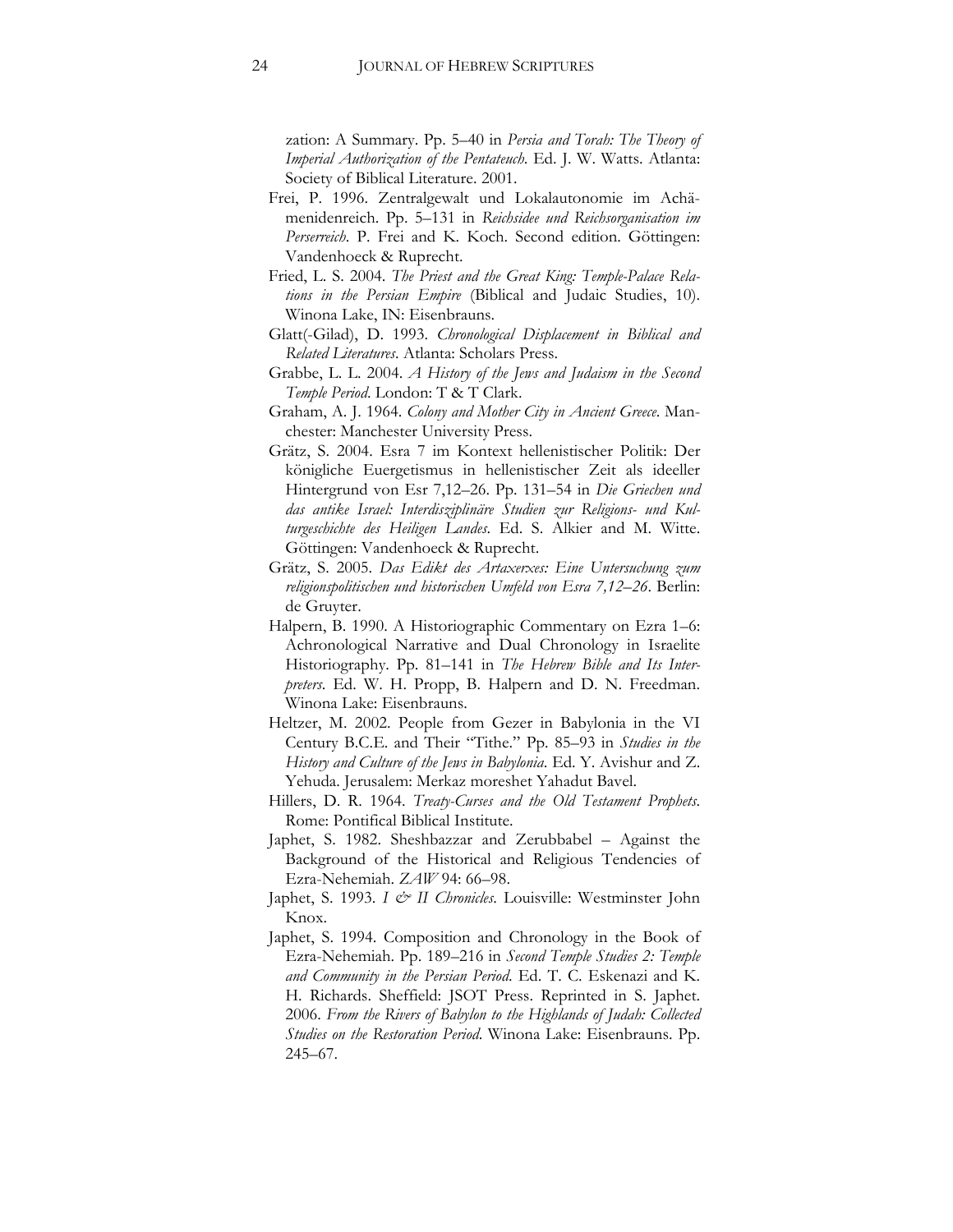zation: A Summary. Pp. 5–40 in *Persia and Torah: The Theory of Imperial Authorization of the Pentateuch*. Ed. J. W. Watts. Atlanta: Society of Biblical Literature. 2001.

Frei, P. 1996. Zentralgewalt und Lokalautonomie im Achämenidenreich. Pp. 5–131 in *Reichsidee und Reichsorganisation im Perserreich*. P. Frei and K. Koch. Second edition. Göttingen: Vandenhoeck & Ruprecht.

Fried, L. S. 2004. *The Priest and the Great King: Temple-Palace Relations in the Persian Empire* (Biblical and Judaic Studies, 10). Winona Lake, IN: Eisenbrauns.

Glatt(-Gilad), D. 1993. *Chronological Displacement in Biblical and Related Literatures*. Atlanta: Scholars Press.

Grabbe, L. L. 2004. *A History of the Jews and Judaism in the Second Temple Period*. London: T & T Clark.

Graham, A. J. 1964. *Colony and Mother City in Ancient Greece*. Manchester: Manchester University Press.

Grätz, S. 2004. Esra 7 im Kontext hellenistischer Politik: Der königliche Euergetismus in hellenistischer Zeit als ideeller Hintergrund von Esr 7,12–26. Pp. 131–54 in *Die Griechen und das antike Israel: Interdisziplinäre Studien zur Religions- und Kulturgeschichte des Heiligen Landes*. Ed. S. Alkier and M. Witte. Göttingen: Vandenhoeck & Ruprecht.

Grätz, S. 2005. *Das Edikt des Artaxerxes: Eine Untersuchung zum religionspolitischen und historischen Umfeld von Esra 7,12–26*. Berlin: de Gruyter.

Halpern, B. 1990. A Historiographic Commentary on Ezra 1–6: Achronological Narrative and Dual Chronology in Israelite Historiography. Pp. 81–141 in *The Hebrew Bible and Its Interpreters*. Ed. W. H. Propp, B. Halpern and D. N. Freedman. Winona Lake: Eisenbrauns.

Heltzer, M. 2002. People from Gezer in Babylonia in the VI Century B.C.E. and Their "Tithe." Pp. 85–93 in *Studies in the History and Culture of the Jews in Babylonia*. Ed. Y. Avishur and Z. Yehuda. Jerusalem: Merkaz moreshet Yahadut Bavel.

Hillers, D. R. 1964. *Treaty-Curses and the Old Testament Prophets*. Rome: Pontifical Biblical Institute.

Japhet, S. 1982. Sheshbazzar and Zerubbabel – Against the Background of the Historical and Religious Tendencies of Ezra-Nehemiah. *ZAW* 94: 66–98.

Japhet, S. 1993. *I & II Chronicles*. Louisville: Westminster John Knox.

Japhet, S. 1994. Composition and Chronology in the Book of Ezra-Nehemiah. Pp. 189–216 in *Second Temple Studies 2: Temple and Community in the Persian Period*. Ed. T. C. Eskenazi and K. H. Richards. Sheffield: JSOT Press. Reprinted in S. Japhet. 2006. *From the Rivers of Babylon to the Highlands of Judah: Collected Studies on the Restoration Period*. Winona Lake: Eisenbrauns. Pp. 245–67.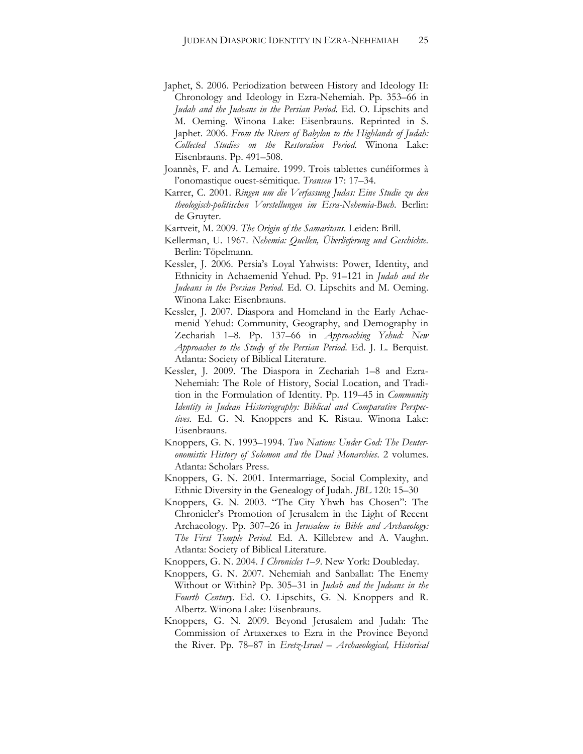Japhet, S. 2006. Periodization between History and Ideology II: Chronology and Ideology in Ezra-Nehemiah. Pp. 353–66 in *Judah and the Judeans in the Persian Period*. Ed. O. Lipschits and M. Oeming. Winona Lake: Eisenbrauns. Reprinted in S. Japhet. 2006. *From the Rivers of Babylon to the Highlands of Judah: Collected Studies on the Restoration Period*. Winona Lake: Eisenbrauns. Pp. 491–508.

Joannès, F. and A. Lemaire. 1999. Trois tablettes cunéiformes à l'onomastique ouest-sémitique. *Transeu* 17: 17–34.

Karrer, C. 2001. *Ringen um die Verfassung Judas: Eine Studie zu den theologisch-politischen Vorstellungen im Esra-Nehemia-Buch*. Berlin: de Gruyter.

Kartveit, M. 2009. *The Origin of the Samaritans*. Leiden: Brill.

Kellerman, U. 1967. *Nehemia: Quellen, Überlieferung und Geschichte*. Berlin: Töpelmann.

Kessler, J. 2006. Persia's Loyal Yahwists: Power, Identity, and Ethnicity in Achaemenid Yehud. Pp. 91–121 in *Judah and the Judeans in the Persian Period*. Ed. O. Lipschits and M. Oeming. Winona Lake: Eisenbrauns.

Kessler, J. 2007. Diaspora and Homeland in the Early Achaemenid Yehud: Community, Geography, and Demography in Zechariah 1–8. Pp. 137–66 in *Approaching Yehud: New Approaches to the Study of the Persian Period*. Ed. J. L. Berquist. Atlanta: Society of Biblical Literature.

Kessler, J. 2009. The Diaspora in Zechariah 1–8 and Ezra-Nehemiah: The Role of History, Social Location, and Tradition in the Formulation of Identity. Pp. 119–45 in *Community Identity in Judean Historiography: Biblical and Comparative Perspectives*. Ed. G. N. Knoppers and K. Ristau. Winona Lake: Eisenbrauns.

Knoppers, G. N. 1993–1994. *Two Nations Under God: The Deuteronomistic History of Solomon and the Dual Monarchies*. 2 volumes. Atlanta: Scholars Press.

Knoppers, G. N. 2001. Intermarriage, Social Complexity, and Ethnic Diversity in the Genealogy of Judah. *JBL* 120: 15–30

Knoppers, G. N. 2003. "The City Yhwh has Chosen": The Chronicler's Promotion of Jerusalem in the Light of Recent Archaeology. Pp. 307–26 in *Jerusalem in Bible and Archaeology: The First Temple Period*. Ed. A. Killebrew and A. Vaughn. Atlanta: Society of Biblical Literature.

Knoppers, G. N. 2004. *I Chronicles 1–9*. New York: Doubleday.

Knoppers, G. N. 2007. Nehemiah and Sanballat: The Enemy Without or Within? Pp. 305–31 in *Judah and the Judeans in the Fourth Century*. Ed. O. Lipschits, G. N. Knoppers and R. Albertz. Winona Lake: Eisenbrauns.

Knoppers, G. N. 2009. Beyond Jerusalem and Judah: The Commission of Artaxerxes to Ezra in the Province Beyond the River. Pp. 78–87 in *Eretz-Israel – Archaeological, Historical*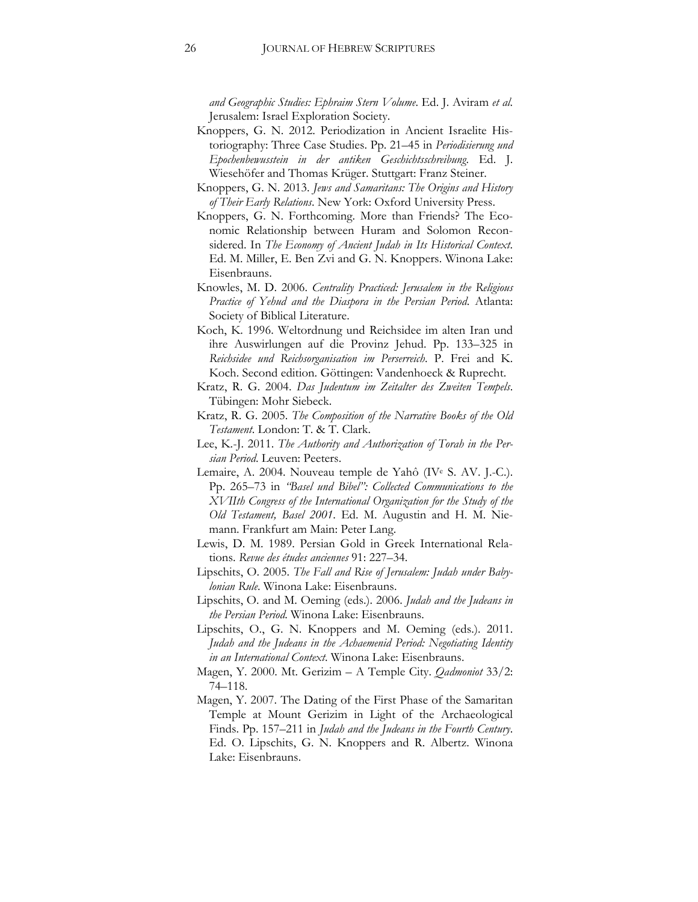*and Geographic Studies: Ephraim Stern Volume*. Ed. J. Aviram *et al.* Jerusalem: Israel Exploration Society.

Knoppers, G. N. 2012. Periodization in Ancient Israelite Historiography: Three Case Studies. Pp. 21–45 in *Periodisierung und Epochenbewusstein in der antiken Geschichtsschreibung*. Ed. J. Wiesehöfer and Thomas Krüger. Stuttgart: Franz Steiner.

Knoppers, G. N. 2013. *Jews and Samaritans: The Origins and History of Their Early Relations*. New York: Oxford University Press.

Knoppers, G. N. Forthcoming. More than Friends? The Economic Relationship between Huram and Solomon Reconsidered. In *The Economy of Ancient Judah in Its Historical Context*. Ed. M. Miller, E. Ben Zvi and G. N. Knoppers. Winona Lake: Eisenbrauns.

Knowles, M. D. 2006. *Centrality Practiced: Jerusalem in the Religious Practice of Yehud and the Diaspora in the Persian Period*. Atlanta: Society of Biblical Literature.

Koch, K. 1996. Weltordnung und Reichsidee im alten Iran und ihre Auswirlungen auf die Provinz Jehud. Pp. 133–325 in *Reichsidee und Reichsorganisation im Perserreich*. P. Frei and K. Koch. Second edition. Göttingen: Vandenhoeck & Ruprecht.

Kratz, R. G. 2004. *Das Judentum im Zeitalter des Zweiten Tempels*. Tübingen: Mohr Siebeck.

Kratz, R. G. 2005. *The Composition of the Narrative Books of the Old Testament*. London: T. & T. Clark.

Lee, K.-J. 2011. *The Authority and Authorization of Torah in the Persian Period*. Leuven: Peeters.

Lemaire, A. 2004. Nouveau temple de Yahô (IVe S. AV. J.-C.). Pp. 265–73 in *"Basel und Bibel": Collected Communications to the XVIIth Congress of the International Organization for the Study of the Old Testament, Basel 2001*. Ed. M. Augustin and H. M. Niemann. Frankfurt am Main: Peter Lang.

Lewis, D. M. 1989. Persian Gold in Greek International Relations. *Revue des études anciennes* 91: 227–34.

Lipschits, O. 2005. *The Fall and Rise of Jerusalem: Judah under Babylonian Rule*. Winona Lake: Eisenbrauns.

Lipschits, O. and M. Oeming (eds.). 2006. *Judah and the Judeans in the Persian Period*. Winona Lake: Eisenbrauns.

Lipschits, O., G. N. Knoppers and M. Oeming (eds.). 2011. *Judah and the Judeans in the Achaemenid Period: Negotiating Identity in an International Context*. Winona Lake: Eisenbrauns.

Magen, Y. 2000. Mt. Gerizim – A Temple City. *Qadmoniot* 33/2: 74–118.

Magen, Y. 2007. The Dating of the First Phase of the Samaritan Temple at Mount Gerizim in Light of the Archaeological Finds. Pp. 157–211 in *Judah and the Judeans in the Fourth Century*. Ed. O. Lipschits, G. N. Knoppers and R. Albertz. Winona Lake: Eisenbrauns.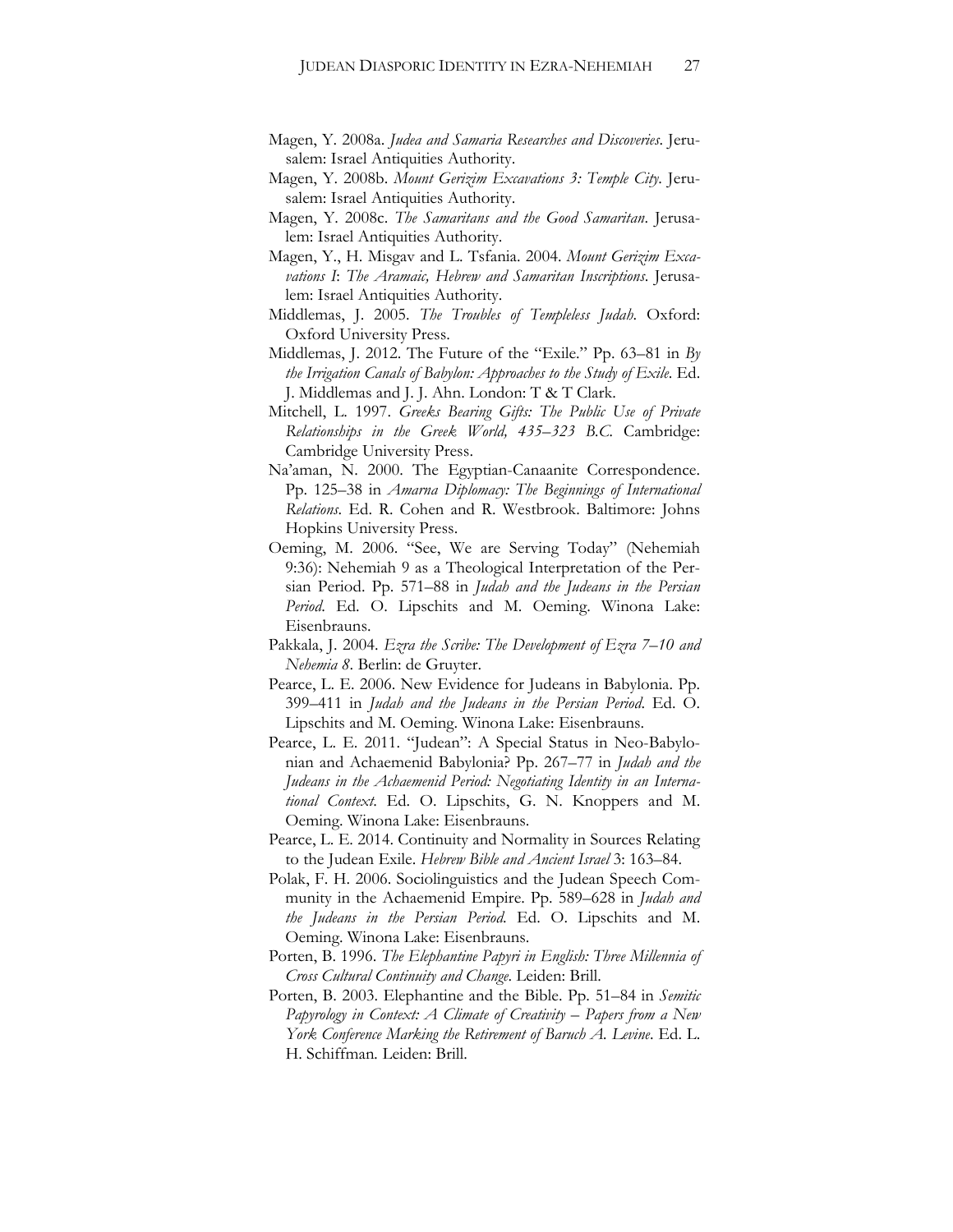Magen, Y. 2008a. *Judea and Samaria Researches and Discoveries*. Jerusalem: Israel Antiquities Authority.

Magen, Y. 2008b. *Mount Gerizim Excavations 3: Temple City*. Jerusalem: Israel Antiquities Authority.

Magen, Y. 2008c. *The Samaritans and the Good Samaritan*. Jerusalem: Israel Antiquities Authority.

Magen, Y., H. Misgav and L. Tsfania. 2004. *Mount Gerizim Excavations I*: *The Aramaic, Hebrew and Samaritan Inscriptions*. Jerusalem: Israel Antiquities Authority.

Middlemas, J. 2005. *The Troubles of Templeless Judah*. Oxford: Oxford University Press.

Middlemas, J. 2012. The Future of the "Exile." Pp. 63–81 in *By the Irrigation Canals of Babylon: Approaches to the Study of Exile*. Ed. J. Middlemas and J. J. Ahn. London: T & T Clark.

Mitchell, L. 1997. *Greeks Bearing Gifts: The Public Use of Private Relationships in the Greek World, 435–323 B.C.* Cambridge: Cambridge University Press.

Na'aman, N. 2000. The Egyptian-Canaanite Correspondence. Pp. 125–38 in *Amarna Diplomacy: The Beginnings of International Relations*. Ed. R. Cohen and R. Westbrook. Baltimore: Johns Hopkins University Press.

Oeming, M. 2006. "See, We are Serving Today" (Nehemiah 9:36): Nehemiah 9 as a Theological Interpretation of the Persian Period. Pp. 571–88 in *Judah and the Judeans in the Persian Period*. Ed. O. Lipschits and M. Oeming. Winona Lake: Eisenbrauns.

Pakkala, J. 2004. *Ezra the Scribe: The Development of Ezra 7–10 and Nehemia 8*. Berlin: de Gruyter.

Pearce, L. E. 2006. New Evidence for Judeans in Babylonia. Pp. 399–411 in *Judah and the Judeans in the Persian Period*. Ed. O. Lipschits and M. Oeming. Winona Lake: Eisenbrauns.

Pearce, L. E. 2011. "Judean": A Special Status in Neo-Babylonian and Achaemenid Babylonia? Pp. 267–77 in *Judah and the Judeans in the Achaemenid Period: Negotiating Identity in an International Context*. Ed. O. Lipschits, G. N. Knoppers and M. Oeming. Winona Lake: Eisenbrauns.

Pearce, L. E. 2014. Continuity and Normality in Sources Relating to the Judean Exile. *Hebrew Bible and Ancient Israel* 3: 163–84.

Polak, F. H. 2006. Sociolinguistics and the Judean Speech Community in the Achaemenid Empire. Pp. 589–628 in *Judah and the Judeans in the Persian Period*. Ed. O. Lipschits and M. Oeming. Winona Lake: Eisenbrauns.

Porten, B. 1996. *The Elephantine Papyri in English: Three Millennia of Cross Cultural Continuity and Change*. Leiden: Brill.

Porten, B. 2003. Elephantine and the Bible. Pp. 51–84 in *Semitic Papyrology in Context: A Climate of Creativity – Papers from a New York Conference Marking the Retirement of Baruch A. Levine*. Ed. L. H. Schiffman. Leiden: Brill.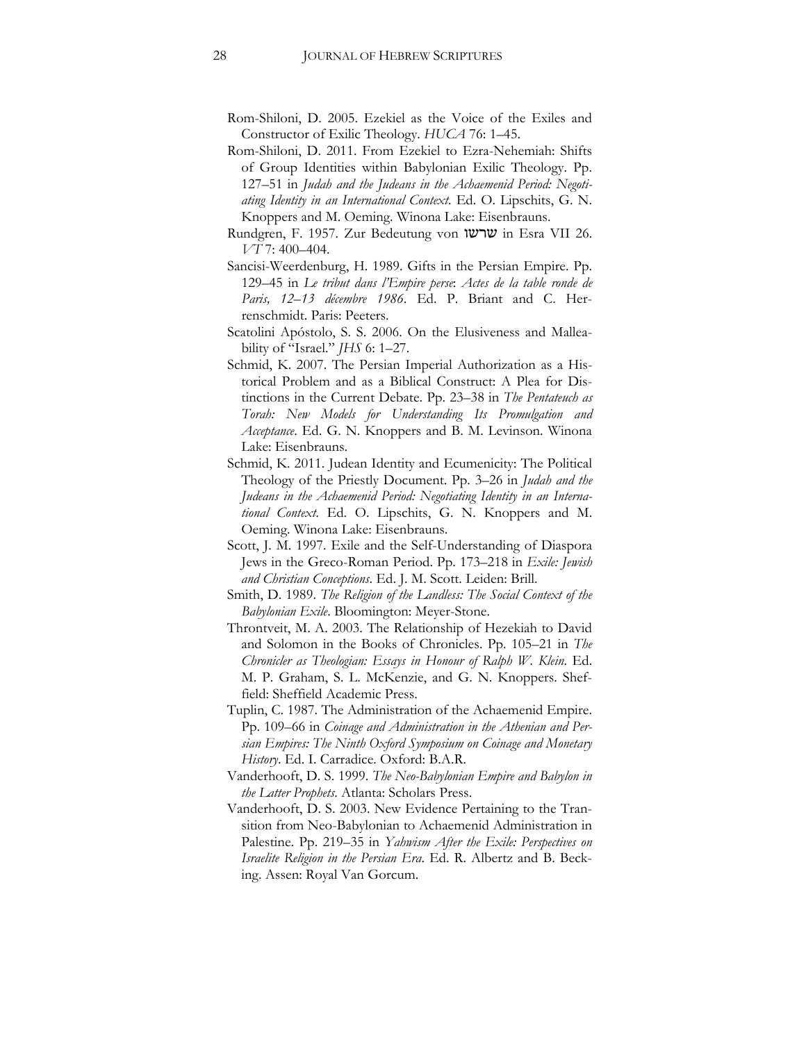Rom-Shiloni, D. 2005. Ezekiel as the Voice of the Exiles and Constructor of Exilic Theology. *HUCA* 76: 1–45.

Rom-Shiloni, D. 2011. From Ezekiel to Ezra-Nehemiah: Shifts of Group Identities within Babylonian Exilic Theology. Pp. 127–51 in *Judah and the Judeans in the Achaemenid Period: Negotiating Identity in an International Context*. Ed. O. Lipschits, G. N. Knoppers and M. Oeming. Winona Lake: Eisenbrauns.

Rundgren, F. 1957. Zur Bedeutung von שרשו in Esra VII 26. *VT* 7: 400–404.

Sancisi-Weerdenburg, H. 1989. Gifts in the Persian Empire. Pp. 129–45 in *Le tribut dans l'Empire perse*: *Actes de la table ronde de Paris, 12–13 décembre 1986*. Ed. P. Briant and C. Herrenschmidt. Paris: Peeters.

Scatolini Apóstolo, S. S. 2006. On the Elusiveness and Malleability of "Israel." *JHS* 6: 1–27.

Schmid, K. 2007. The Persian Imperial Authorization as a Historical Problem and as a Biblical Construct: A Plea for Distinctions in the Current Debate. Pp. 23–38 in *The Pentateuch as Torah: New Models for Understanding Its Promulgation and Acceptance*. Ed. G. N. Knoppers and B. M. Levinson. Winona Lake: Eisenbrauns.

Schmid, K. 2011. Judean Identity and Ecumenicity: The Political Theology of the Priestly Document. Pp. 3–26 in *Judah and the Judeans in the Achaemenid Period: Negotiating Identity in an International Context*. Ed. O. Lipschits, G. N. Knoppers and M. Oeming. Winona Lake: Eisenbrauns.

Scott, J. M. 1997. Exile and the Self-Understanding of Diaspora Jews in the Greco-Roman Period. Pp. 173–218 in *Exile: Jewish and Christian Conceptions*. Ed. J. M. Scott. Leiden: Brill.

Smith, D. 1989. *The Religion of the Landless: The Social Context of the Babylonian Exile*. Bloomington: Meyer-Stone.

Throntveit, M. A. 2003. The Relationship of Hezekiah to David and Solomon in the Books of Chronicles. Pp. 105–21 in *The Chronicler as Theologian: Essays in Honour of Ralph W. Klein*. Ed. M. P. Graham, S. L. McKenzie, and G. N. Knoppers. Sheffield: Sheffield Academic Press.

Tuplin, C. 1987. The Administration of the Achaemenid Empire. Pp. 109–66 in *Coinage and Administration in the Athenian and Persian Empires: The Ninth Oxford Symposium on Coinage and Monetary History*. Ed. I. Carradice. Oxford: B.A.R.

Vanderhooft, D. S. 1999. *The Neo-Babylonian Empire and Babylon in the Latter Prophets*. Atlanta: Scholars Press.

Vanderhooft, D. S. 2003. New Evidence Pertaining to the Transition from Neo-Babylonian to Achaemenid Administration in Palestine. Pp. 219–35 in *Yahwism After the Exile: Perspectives on Israelite Religion in the Persian Era*. Ed. R. Albertz and B. Becking. Assen: Royal Van Gorcum.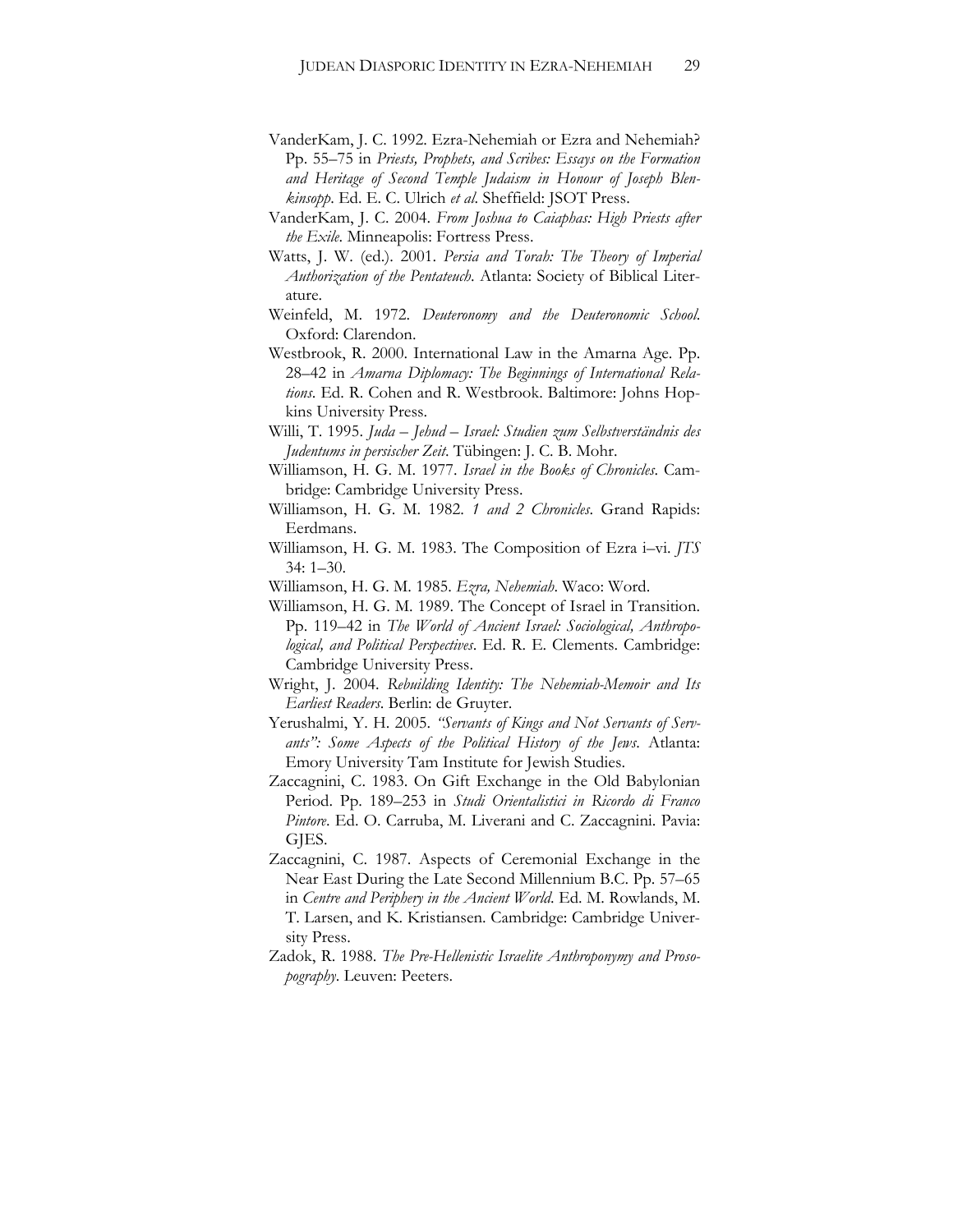VanderKam, J. C. 1992. Ezra-Nehemiah or Ezra and Nehemiah? Pp. 55–75 in *Priests, Prophets, and Scribes: Essays on the Formation and Heritage of Second Temple Judaism in Honour of Joseph Blenkinsopp*. Ed. E. C. Ulrich *et al*. Sheffield: JSOT Press.

VanderKam, J. C. 2004. *From Joshua to Caiaphas: High Priests after the Exile*. Minneapolis: Fortress Press.

Watts, J. W. (ed.). 2001. *Persia and Torah: The Theory of Imperial Authorization of the Pentateuch*. Atlanta: Society of Biblical Literature.

Weinfeld, M. 1972. *Deuteronomy and the Deuteronomic School*. Oxford: Clarendon.

Westbrook, R. 2000. International Law in the Amarna Age. Pp. 28–42 in *Amarna Diplomacy: The Beginnings of International Relations*. Ed. R. Cohen and R. Westbrook. Baltimore: Johns Hopkins University Press.

Willi, T. 1995. *Juda – Jehud – Israel: Studien zum Selbstverständnis des Judentums in persischer Zeit*. Tübingen: J. C. B. Mohr.

Williamson, H. G. M. 1977. *Israel in the Books of Chronicles*. Cambridge: Cambridge University Press.

Williamson, H. G. M. 1982. *1 and 2 Chronicles*. Grand Rapids: Eerdmans.

Williamson, H. G. M. 1983. The Composition of Ezra i–vi. *JTS* 34: 1–30.

Williamson, H. G. M. 1985. *Ezra, Nehemiah*. Waco: Word.

Williamson, H. G. M. 1989. The Concept of Israel in Transition. Pp. 119–42 in *The World of Ancient Israel: Sociological, Anthropological, and Political Perspectives*. Ed. R. E. Clements. Cambridge: Cambridge University Press.

Wright, J. 2004. *Rebuilding Identity: The Nehemiah-Memoir and Its Earliest Readers*. Berlin: de Gruyter.

Yerushalmi, Y. H. 2005. *"Servants of Kings and Not Servants of Servants": Some Aspects of the Political History of the Jews*. Atlanta: Emory University Tam Institute for Jewish Studies.

Zaccagnini, C. 1983. On Gift Exchange in the Old Babylonian Period. Pp. 189–253 in *Studi Orientalistici in Ricordo di Franco Pintore*. Ed. O. Carruba, M. Liverani and C. Zaccagnini. Pavia: GJES.

Zaccagnini, C. 1987. Aspects of Ceremonial Exchange in the Near East During the Late Second Millennium B.C. Pp. 57–65 in *Centre and Periphery in the Ancient World*. Ed. M. Rowlands, M. T. Larsen, and K. Kristiansen. Cambridge: Cambridge University Press.

Zadok, R. 1988. *The Pre-Hellenistic Israelite Anthroponymy and Prosopography*. Leuven: Peeters.